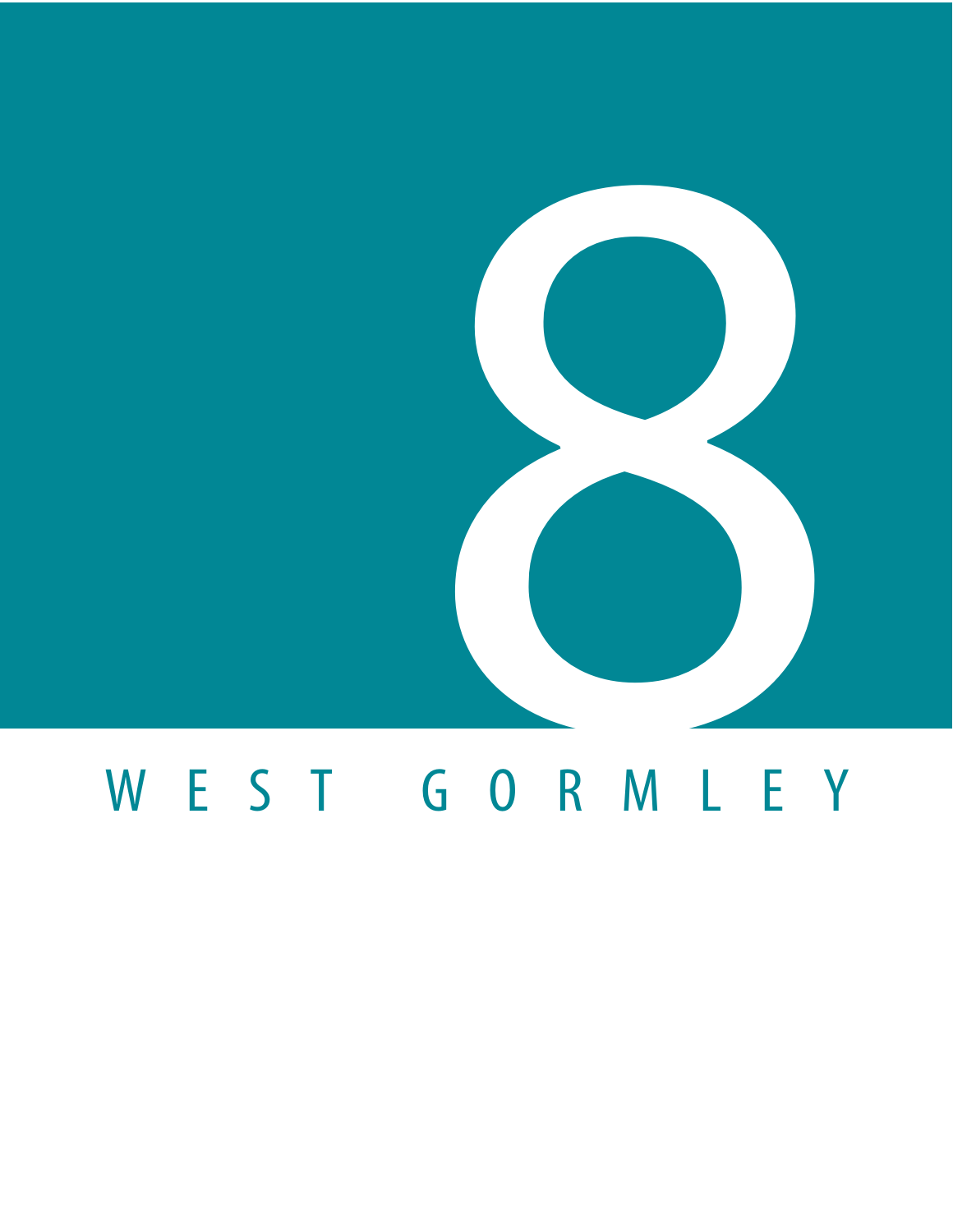# 8

## WEST GORMLEY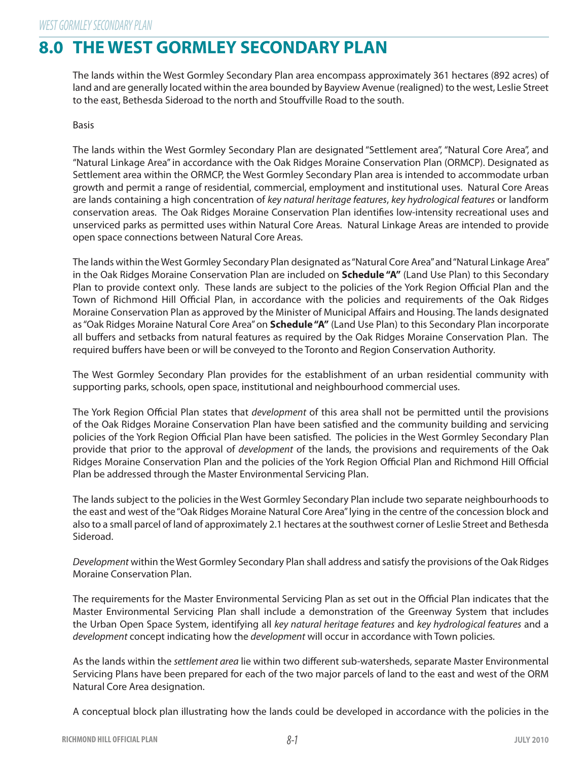# 8.0 THE WEST GORMLEY SECONDARY PLAN

The lands within the West Gormley Secondary Plan area encompass approximately 361 hectares (892 acres) of land and are generally located within the area bounded by Bayview Avenue (realigned) to the west, Leslie Street to the east, Bethesda Sideroad to the north and Stouffville Road to the south.

Basis

The lands within the West Gormley Secondary Plan are designated "Settlement area", "Natural Core Area", and "Natural Linkage Area" in accordance with the Oak Ridges Moraine Conservation Plan (ORMCP). Designated as Settlement area within the ORMCP, the West Gormley Secondary Plan area is intended to accommodate urban growth and permit a range of residential, commercial, employment and institutional uses. Natural Core Areas are lands containing a high concentration of *key natural heritage features*, *key hydrological features* or landform conservation areas. The Oak Ridges Moraine Conservation Plan identifies low-intensity recreational uses and unserviced parks as permitted uses within Natural Core Areas. Natural Linkage Areas are intended to provide open space connections between Natural Core Areas.

The lands within the West Gormley Secondary Plan designated as "Natural Core Area" and "Natural Linkage Area" in the Oak Ridges Moraine Conservation Plan are included on **Schedule "A"** (Land Use Plan) to this Secondary Plan to provide context only. These lands are subject to the policies of the York Region Official Plan and the Town of Richmond Hill Official Plan, in accordance with the policies and requirements of the Oak Ridges Moraine Conservation Plan as approved by the Minister of Municipal Affairs and Housing. The lands designated as "Oak Ridges Moraine Natural Core Area" on **Schedule "A"** (Land Use Plan) to this Secondary Plan incorporate all buffers and setbacks from natural features as required by the Oak Ridges Moraine Conservation Plan. The required buffers have been or will be conveyed to the Toronto and Region Conservation Authority.

The West Gormley Secondary Plan provides for the establishment of an urban residential community with supporting parks, schools, open space, institutional and neighbourhood commercial uses.

The York Region Official Plan states that *development* of this area shall not be permitted until the provisions of the Oak Ridges Moraine Conservation Plan have been satisfied and the community building and servicing policies of the York Region Official Plan have been satisfied. The policies in the West Gormley Secondary Plan provide that prior to the approval of *development* of the lands, the provisions and requirements of the Oak Ridges Moraine Conservation Plan and the policies of the York Region Official Plan and Richmond Hill Official Plan be addressed through the Master Environmental Servicing Plan.

The lands subject to the policies in the West Gormley Secondary Plan include two separate neighbourhoods to the east and west of the "Oak Ridges Moraine Natural Core Area" lying in the centre of the concession block and also to a small parcel of land of approximately 2.1 hectares at the southwest corner of Leslie Street and Bethesda Sideroad.

*Development* within the West Gormley Secondary Plan shall address and satisfy the provisions of the Oak Ridges Moraine Conservation Plan.

The requirements for the Master Environmental Servicing Plan as set out in the Official Plan indicates that the Master Environmental Servicing Plan shall include a demonstration of the Greenway System that includes the Urban Open Space System, identifying all *key natural heritage features* and *key hydrological features* and a *development* concept indicating how the *development* will occur in accordance with Town policies.

As the lands within the *settlement area* lie within two different sub-watersheds, separate Master Environmental Servicing Plans have been prepared for each of the two major parcels of land to the east and west of the ORM Natural Core Area designation.

A conceptual block plan illustrating how the lands could be developed in accordance with the policies in the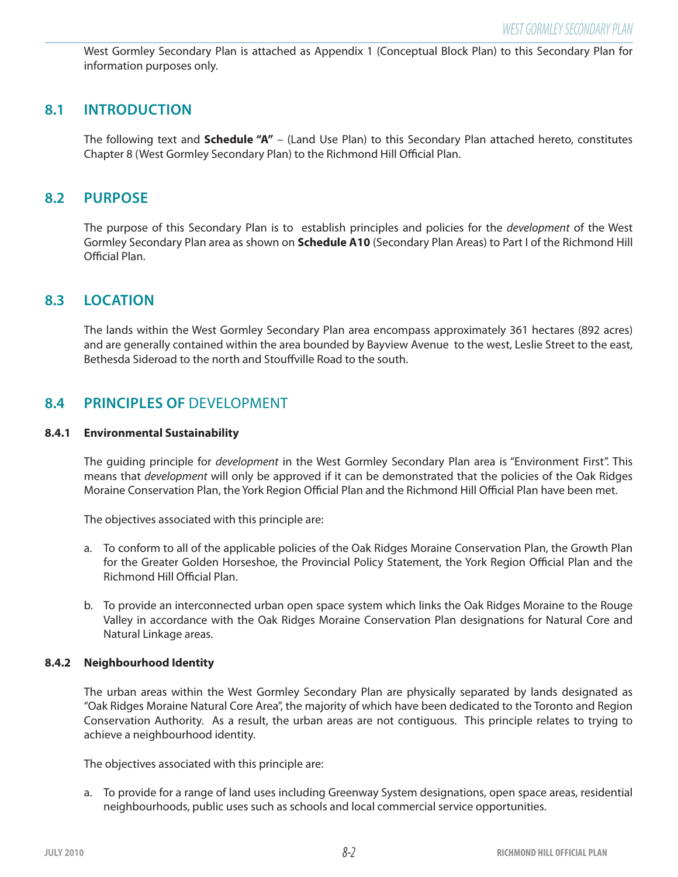West Gormley Secondary Plan is attached as Appendix 1 (Conceptual Block Plan) to this Secondary Plan for information purposes only.

## 8.1 INTRODUCTION

The following text and **Schedule "A"** – (Land Use Plan) to this Secondary Plan attached hereto, constitutes Chapter 8 (West Gormley Secondary Plan) to the Richmond Hill Official Plan.

## 8.2 PURPOSE

The purpose of this Secondary Plan is to establish principles and policies for the *development* of the West Gormley Secondary Plan area as shown on **Schedule A10** (Secondary Plan Areas) to Part I of the Richmond Hill Official Plan.

## 8.3 LOCATION

The lands within the West Gormley Secondary Plan area encompass approximately 361 hectares (892 acres) and are generally contained within the area bounded by Bayview Avenue to the west, Leslie Street to the east, Bethesda Sideroad to the north and Stouffville Road to the south.

## 8.4 PRINCIPLES OF DEVELOPMENT

### 8.4.1 Environmental Sustainability

The guiding principle for *development* in the West Gormley Secondary Plan area is "Environment First". This means that *development* will only be approved if it can be demonstrated that the policies of the Oak Ridges Moraine Conservation Plan, the York Region Official Plan and the Richmond Hill Official Plan have been met.

The objectives associated with this principle are:

a. To conform to all of the applicable policies of the Oak Ridges Moraine Conservation Plan, the Growth Plan for the Greater Golden Horseshoe, the Provincial Policy Statement, the York Region Official Plan and the Richmond Hill Official Plan.

b. To provide an interconnected urban open space system which links the Oak Ridges Moraine to the Rouge Valley in accordance with the Oak Ridges Moraine Conservation Plan designations for Natural Core and Natural Linkage areas.

### 8.4.2 Neighbourhood Identity

The urban areas within the West Gormley Secondary Plan are physically separated by lands designated as "Oak Ridges Moraine Natural Core Area", the majority of which have been dedicated to the Toronto and Region Conservation Authority. As a result, the urban areas are not contiguous. This principle relates to trying to achieve a neighbourhood identity.

The objectives associated with this principle are:

a. To provide for a range of land uses including Greenway System designations, open space areas, residential neighbourhoods, public uses such as schools and local commercial service opportunities.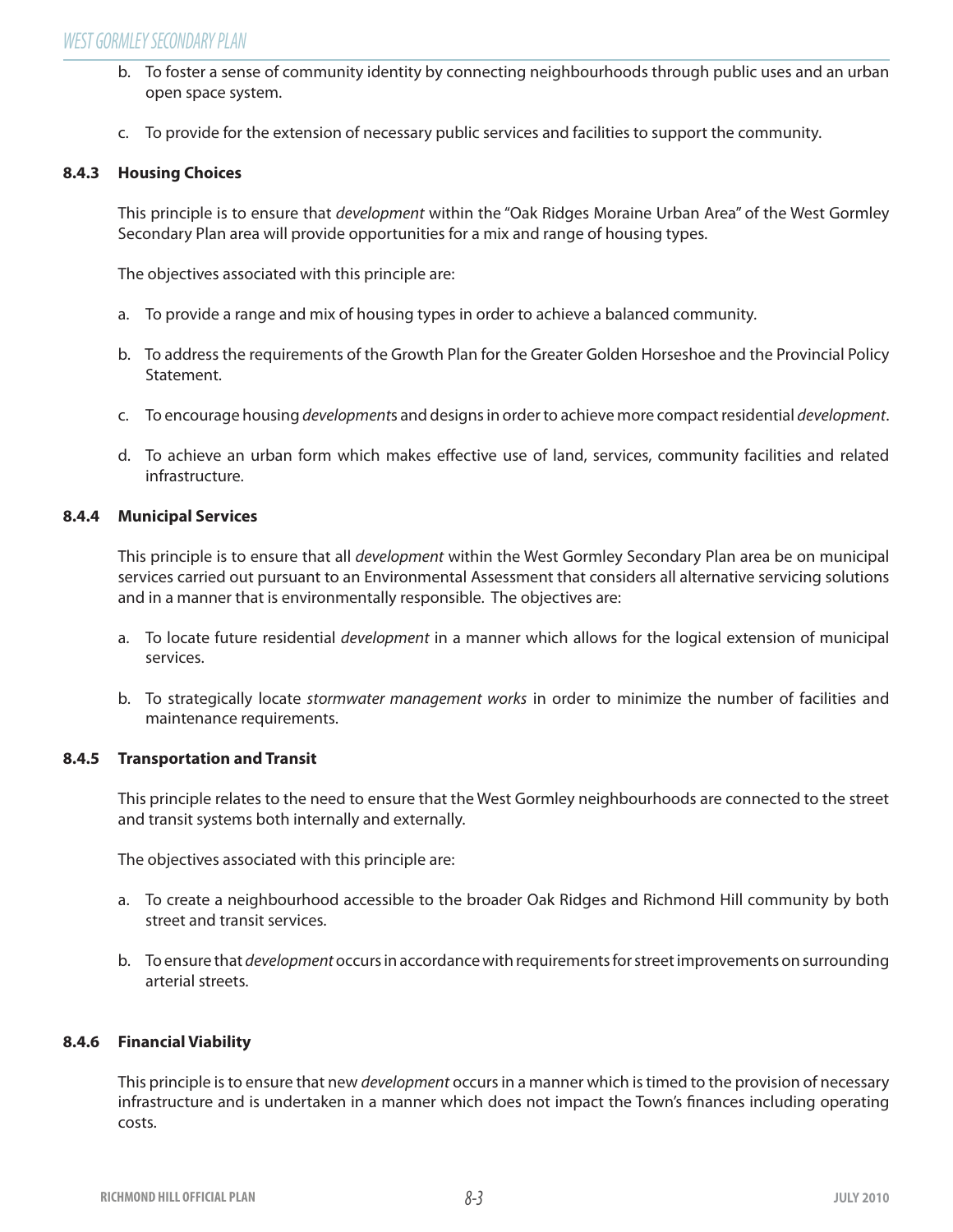b. To foster a sense of community identity by connecting neighbourhoods through public uses and an urban open space system.

c. To provide for the extension of necessary public services and facilities to support the community.

#### 8.4.3 Housing Choices

This principle is to ensure that *development* within the "Oak Ridges Moraine Urban Area" of the West Gormley Secondary Plan area will provide opportunities for a mix and range of housing types.

The objectives associated with this principle are:

a. To provide a range and mix of housing types in order to achieve a balanced community.

b. To address the requirements of the Growth Plan for the Greater Golden Horseshoe and the Provincial Policy Statement.

c. To encourage housing *development*s and designs in order to achieve more compact residential *development*.

d. To achieve an urban form which makes effective use of land, services, community facilities and related infrastructure.

#### 8.4.4 Municipal Services

This principle is to ensure that all *development* within the West Gormley Secondary Plan area be on municipal services carried out pursuant to an Environmental Assessment that considers all alternative servicing solutions and in a manner that is environmentally responsible. The objectives are:

a. To locate future residential *development* in a manner which allows for the logical extension of municipal services.

b. To strategically locate *stormwater management works* in order to minimize the number of facilities and maintenance requirements.

#### 8.4.5 Transportation and Transit

This principle relates to the need to ensure that the West Gormley neighbourhoods are connected to the street and transit systems both internally and externally.

The objectives associated with this principle are:

a. To create a neighbourhood accessible to the broader Oak Ridges and Richmond Hill community by both street and transit services.

b. To ensure that *development* occurs in accordance with requirements for street improvements on surrounding arterial streets.

#### 8.4.6 Financial Viability

This principle is to ensure that new *development* occurs in a manner which is timed to the provision of necessary infrastructure and is undertaken in a manner which does not impact the Town's finances including operating costs.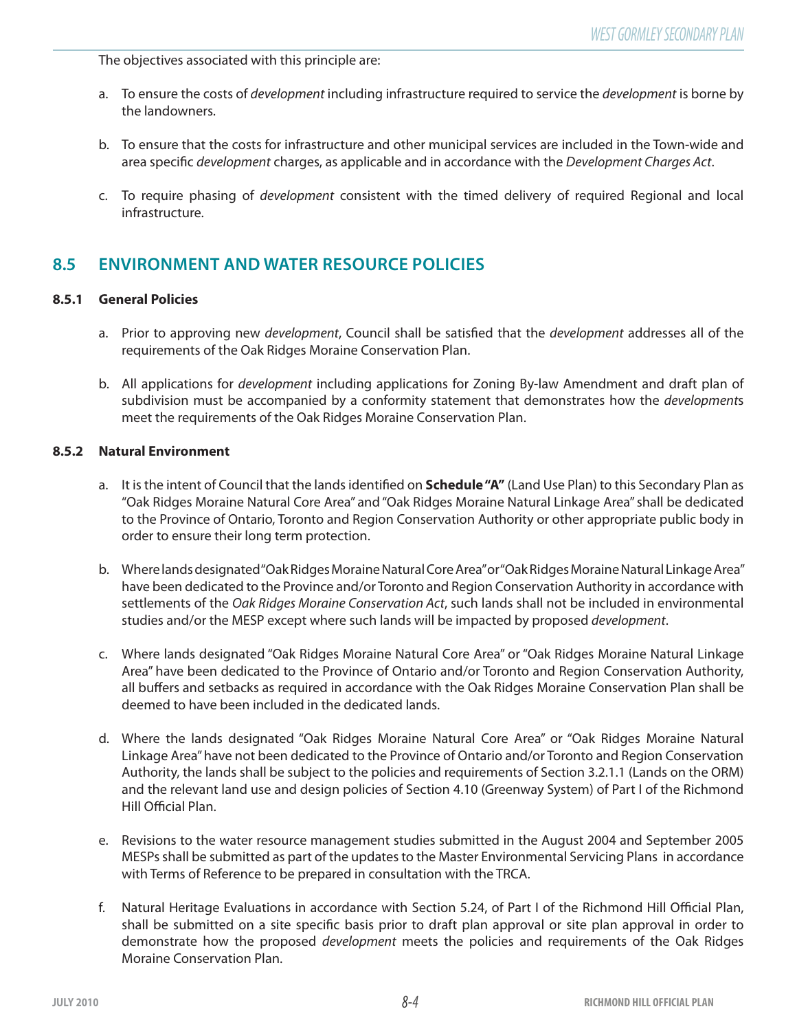The objectives associated with this principle are:

a. To ensure the costs of *development* including infrastructure required to service the *development* is borne by the landowners.

b. To ensure that the costs for infrastructure and other municipal services are included in the Town-wide and area specific *development* charges, as applicable and in accordance with the *Development Charges Act*.

c. To require phasing of *development* consistent with the timed delivery of required Regional and local infrastructure.

## 8.5 ENVIRONMENT AND WATER RESOURCE POLICIES

### 8.5.1 General Policies

a. Prior to approving new *development*, Council shall be satisfied that the *development* addresses all of the requirements of the Oak Ridges Moraine Conservation Plan.

b. All applications for *development* including applications for Zoning By-law Amendment and draft plan of subdivision must be accompanied by a conformity statement that demonstrates how the *development*s meet the requirements of the Oak Ridges Moraine Conservation Plan.

### 8.5.2 Natural Environment

a. It is the intent of Council that the lands identified on **Schedule "A"** (Land Use Plan) to this Secondary Plan as "Oak Ridges Moraine Natural Core Area" and "Oak Ridges Moraine Natural Linkage Area" shall be dedicated to the Province of Ontario, Toronto and Region Conservation Authority or other appropriate public body in order to ensure their long term protection.

b. Where lands designated "Oak Ridges Moraine Natural Core Area" or "Oak Ridges Moraine Natural Linkage Area" have been dedicated to the Province and/or Toronto and Region Conservation Authority in accordance with settlements of the *Oak Ridges Moraine Conservation Act*, such lands shall not be included in environmental studies and/or the MESP except where such lands will be impacted by proposed *development*.

c. Where lands designated "Oak Ridges Moraine Natural Core Area" or "Oak Ridges Moraine Natural Linkage Area" have been dedicated to the Province of Ontario and/or Toronto and Region Conservation Authority, all buffers and setbacks as required in accordance with the Oak Ridges Moraine Conservation Plan shall be deemed to have been included in the dedicated lands.

d. Where the lands designated "Oak Ridges Moraine Natural Core Area" or "Oak Ridges Moraine Natural Linkage Area" have not been dedicated to the Province of Ontario and/or Toronto and Region Conservation Authority, the lands shall be subject to the policies and requirements of Section 3.2.1.1 (Lands on the ORM) and the relevant land use and design policies of Section 4.10 (Greenway System) of Part I of the Richmond Hill Official Plan.

e. Revisions to the water resource management studies submitted in the August 2004 and September 2005 MESPs shall be submitted as part of the updates to the Master Environmental Servicing Plans in accordance with Terms of Reference to be prepared in consultation with the TRCA.

f. Natural Heritage Evaluations in accordance with Section 5.24, of Part I of the Richmond Hill Official Plan, shall be submitted on a site specific basis prior to draft plan approval or site plan approval in order to demonstrate how the proposed *development* meets the policies and requirements of the Oak Ridges Moraine Conservation Plan.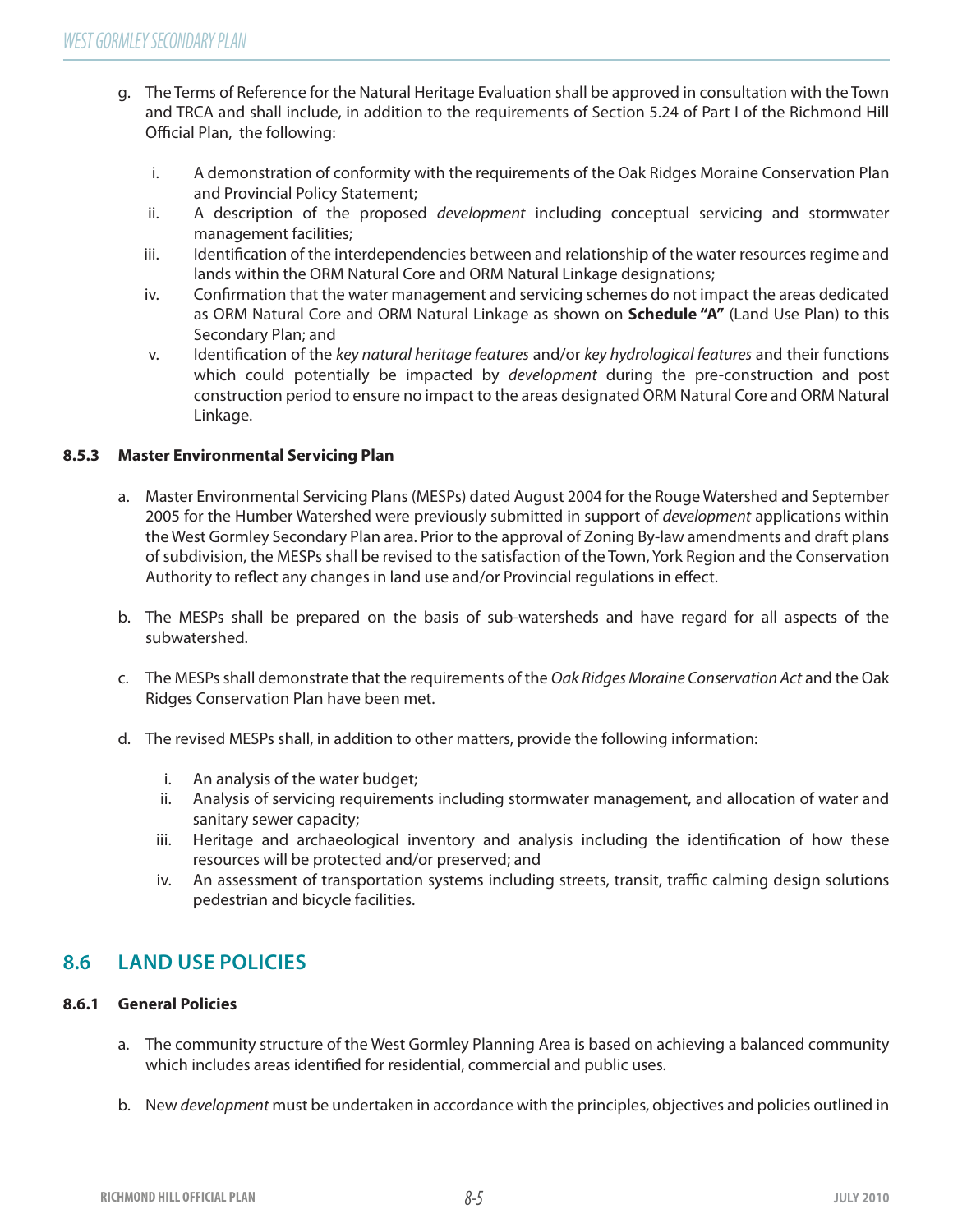g. The Terms of Reference for the Natural Heritage Evaluation shall be approved in consultation with the Town and TRCA and shall include, in addition to the requirements of Section 5.24 of Part I of the Richmond Hill Official Plan, the following:

   i. A demonstration of conformity with the requirements of the Oak Ridges Moraine Conservation Plan and Provincial Policy Statement;
   ii. A description of the proposed *development* including conceptual servicing and stormwater management facilities;
   iii. Identification of the interdependencies between and relationship of the water resources regime and lands within the ORM Natural Core and ORM Natural Linkage designations;
   iv. Confirmation that the water management and servicing schemes do not impact the areas dedicated as ORM Natural Core and ORM Natural Linkage as shown on **Schedule "A"** (Land Use Plan) to this Secondary Plan; and
   v. Identification of the *key natural heritage features* and/or *key hydrological features* and their functions which could potentially be impacted by *development* during the pre-construction and post construction period to ensure no impact to the areas designated ORM Natural Core and ORM Natural Linkage.

### 8.5.3 Master Environmental Servicing Plan

a. Master Environmental Servicing Plans (MESPs) dated August 2004 for the Rouge Watershed and September 2005 for the Humber Watershed were previously submitted in support of *development* applications within the West Gormley Secondary Plan area. Prior to the approval of Zoning By-law amendments and draft plans of subdivision, the MESPs shall be revised to the satisfaction of the Town, York Region and the Conservation Authority to reflect any changes in land use and/or Provincial regulations in effect.

b. The MESPs shall be prepared on the basis of sub-watersheds and have regard for all aspects of the subwatershed.

c. The MESPs shall demonstrate that the requirements of the *Oak Ridges Moraine Conservation Act* and the Oak Ridges Conservation Plan have been met.

d. The revised MESPs shall, in addition to other matters, provide the following information:

   i. An analysis of the water budget;
   ii. Analysis of servicing requirements including stormwater management, and allocation of water and sanitary sewer capacity;
   iii. Heritage and archaeological inventory and analysis including the identification of how these resources will be protected and/or preserved; and
   iv. An assessment of transportation systems including streets, transit, traffic calming design solutions pedestrian and bicycle facilities.

## 8.6 LAND USE POLICIES

### 8.6.1 General Policies

a. The community structure of the West Gormley Planning Area is based on achieving a balanced community which includes areas identified for residential, commercial and public uses.

b. New *development* must be undertaken in accordance with the principles, objectives and policies outlined in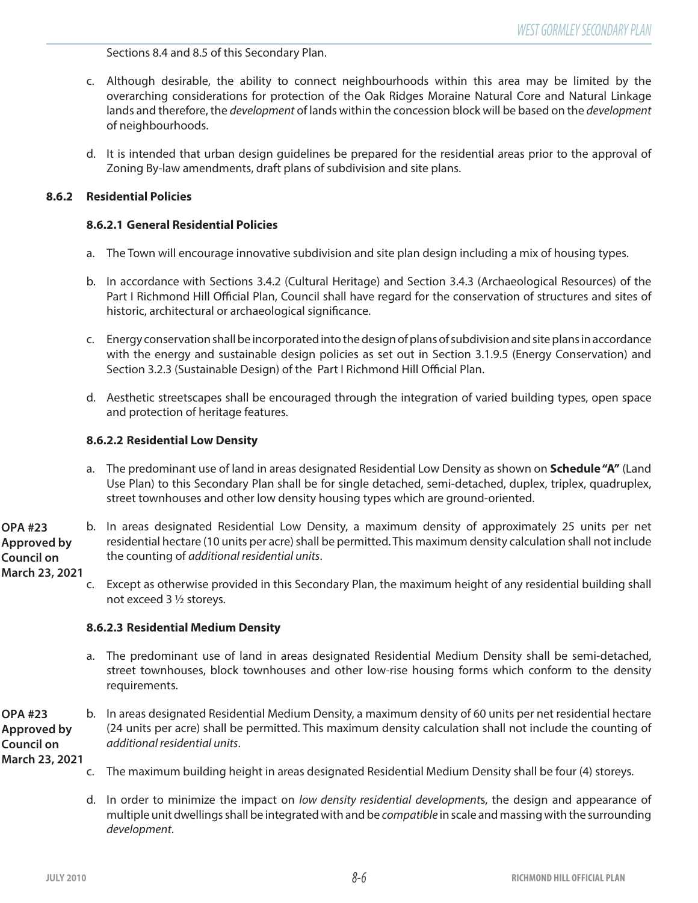Sections 8.4 and 8.5 of this Secondary Plan.

c. Although desirable, the ability to connect neighbourhoods within this area may be limited by the overarching considerations for protection of the Oak Ridges Moraine Natural Core and Natural Linkage lands and therefore, the *development* of lands within the concession block will be based on the *development* of neighbourhoods.

d. It is intended that urban design guidelines be prepared for the residential areas prior to the approval of Zoning By-law amendments, draft plans of subdivision and site plans.

### 8.6.2 Residential Policies

#### 8.6.2.1 General Residential Policies

a. The Town will encourage innovative subdivision and site plan design including a mix of housing types.

b. In accordance with Sections 3.4.2 (Cultural Heritage) and Section 3.4.3 (Archaeological Resources) of the Part I Richmond Hill Official Plan, Council shall have regard for the conservation of structures and sites of historic, architectural or archaeological significance.

c. Energy conservation shall be incorporated into the design of plans of subdivision and site plans in accordance with the energy and sustainable design policies as set out in Section 3.1.9.5 (Energy Conservation) and Section 3.2.3 (Sustainable Design) of the Part I Richmond Hill Official Plan.

d. Aesthetic streetscapes shall be encouraged through the integration of varied building types, open space and protection of heritage features.

#### 8.6.2.2 Residential Low Density

a. The predominant use of land in areas designated Residential Low Density as shown on **Schedule "A"** (Land Use Plan) to this Secondary Plan shall be for single detached, semi-detached, duplex, triplex, quadruplex, street townhouses and other low density housing types which are ground-oriented.

**OPA #23 Approved by Council on March 23, 2021**

b. In areas designated Residential Low Density, a maximum density of approximately 25 units per net residential hectare (10 units per acre) shall be permitted. This maximum density calculation shall not include the counting of *additional residential units*.

c. Except as otherwise provided in this Secondary Plan, the maximum height of any residential building shall not exceed 3 ½ storeys.

#### 8.6.2.3 Residential Medium Density

a. The predominant use of land in areas designated Residential Medium Density shall be semi-detached, street townhouses, block townhouses and other low-rise housing forms which conform to the density requirements.

**OPA #23 Approved by Council on March 23, 2021**

b. In areas designated Residential Medium Density, a maximum density of 60 units per net residential hectare (24 units per acre) shall be permitted. This maximum density calculation shall not include the counting of *additional residential units*.

c. The maximum building height in areas designated Residential Medium Density shall be four (4) storeys.

d. In order to minimize the impact on *low density residential development*s, the design and appearance of multiple unit dwellings shall be integrated with and be *compatible* in scale and massing with the surrounding *development*.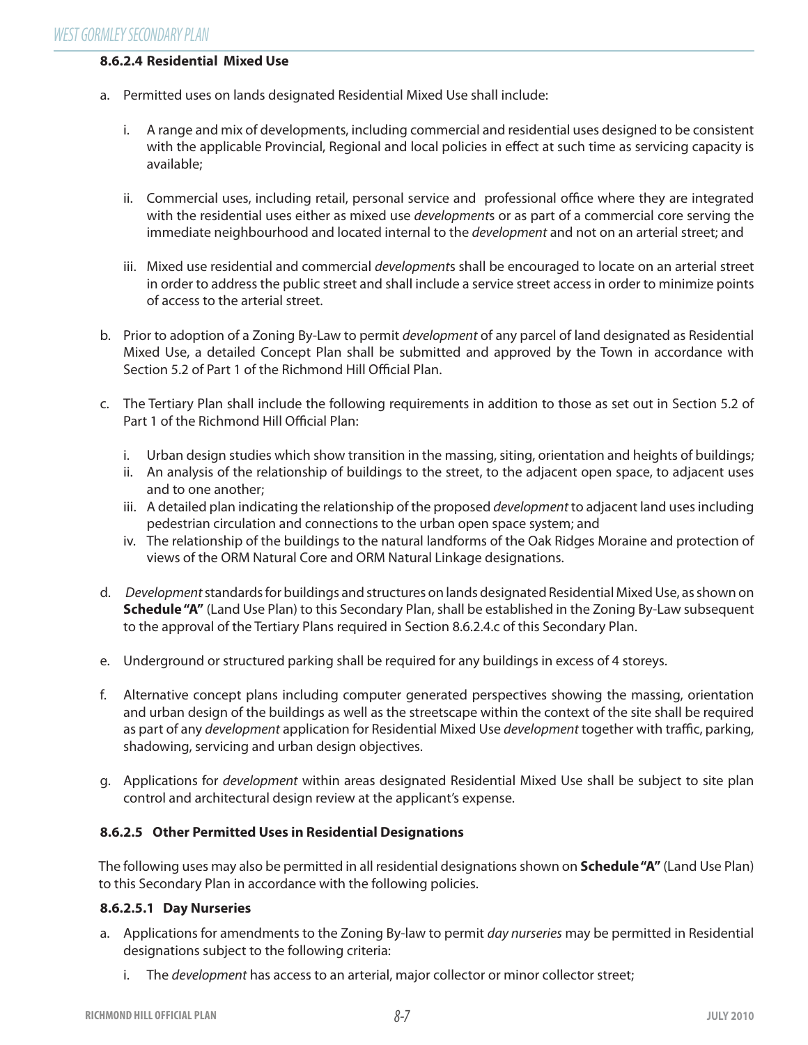#### 8.6.2.4 Residential Mixed Use

a. Permitted uses on lands designated Residential Mixed Use shall include:

   i. A range and mix of developments, including commercial and residential uses designed to be consistent with the applicable Provincial, Regional and local policies in effect at such time as servicing capacity is available;

   ii. Commercial uses, including retail, personal service and professional office where they are integrated with the residential uses either as mixed use *development*s or as part of a commercial core serving the immediate neighbourhood and located internal to the *development* and not on an arterial street; and

   iii. Mixed use residential and commercial *development*s shall be encouraged to locate on an arterial street in order to address the public street and shall include a service street access in order to minimize points of access to the arterial street.

b. Prior to adoption of a Zoning By-Law to permit *development* of any parcel of land designated as Residential Mixed Use, a detailed Concept Plan shall be submitted and approved by the Town in accordance with Section 5.2 of Part 1 of the Richmond Hill Official Plan.

c. The Tertiary Plan shall include the following requirements in addition to those as set out in Section 5.2 of Part 1 of the Richmond Hill Official Plan:

   i. Urban design studies which show transition in the massing, siting, orientation and heights of buildings;
   ii. An analysis of the relationship of buildings to the street, to the adjacent open space, to adjacent uses and to one another;
   iii. A detailed plan indicating the relationship of the proposed *development* to adjacent land uses including pedestrian circulation and connections to the urban open space system; and
   iv. The relationship of the buildings to the natural landforms of the Oak Ridges Moraine and protection of views of the ORM Natural Core and ORM Natural Linkage designations.

d. *Development* standards for buildings and structures on lands designated Residential Mixed Use, as shown on **Schedule "A"** (Land Use Plan) to this Secondary Plan, shall be established in the Zoning By-Law subsequent to the approval of the Tertiary Plans required in Section 8.6.2.4.c of this Secondary Plan.

e. Underground or structured parking shall be required for any buildings in excess of 4 storeys.

f. Alternative concept plans including computer generated perspectives showing the massing, orientation and urban design of the buildings as well as the streetscape within the context of the site shall be required as part of any *development* application for Residential Mixed Use *development* together with traffic, parking, shadowing, servicing and urban design objectives.

g. Applications for *development* within areas designated Residential Mixed Use shall be subject to site plan control and architectural design review at the applicant's expense.

#### 8.6.2.5 Other Permitted Uses in Residential Designations

The following uses may also be permitted in all residential designations shown on **Schedule "A"** (Land Use Plan) to this Secondary Plan in accordance with the following policies.

##### 8.6.2.5.1 Day Nurseries

a. Applications for amendments to the Zoning By-law to permit *day nurseries* may be permitted in Residential designations subject to the following criteria:

   i. The *development* has access to an arterial, major collector or minor collector street;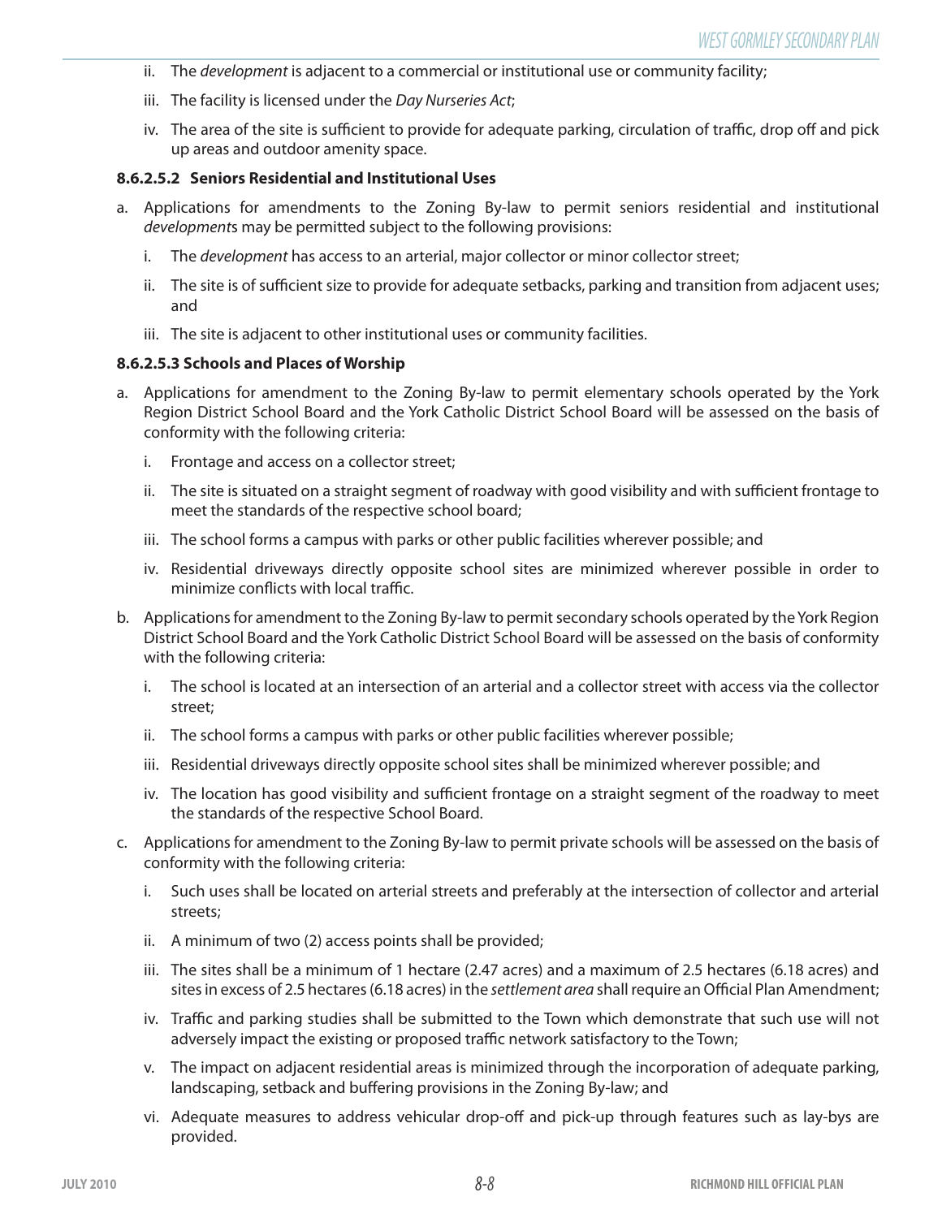ii. The *development* is adjacent to a commercial or institutional use or community facility;

iii. The facility is licensed under the *Day Nurseries Act*;

iv. The area of the site is sufficient to provide for adequate parking, circulation of traffic, drop off and pick up areas and outdoor amenity space.

#### 8.6.2.5.2 Seniors Residential and Institutional Uses

a. Applications for amendments to the Zoning By-law to permit seniors residential and institutional *development*s may be permitted subject to the following provisions:

   i. The *development* has access to an arterial, major collector or minor collector street;

   ii. The site is of sufficient size to provide for adequate setbacks, parking and transition from adjacent uses; and

   iii. The site is adjacent to other institutional uses or community facilities.

#### 8.6.2.5.3 Schools and Places of Worship

a. Applications for amendment to the Zoning By-law to permit elementary schools operated by the York Region District School Board and the York Catholic District School Board will be assessed on the basis of conformity with the following criteria:

   i. Frontage and access on a collector street;

   ii. The site is situated on a straight segment of roadway with good visibility and with sufficient frontage to meet the standards of the respective school board;

   iii. The school forms a campus with parks or other public facilities wherever possible; and

   iv. Residential driveways directly opposite school sites are minimized wherever possible in order to minimize conflicts with local traffic.

b. Applications for amendment to the Zoning By-law to permit secondary schools operated by the York Region District School Board and the York Catholic District School Board will be assessed on the basis of conformity with the following criteria:

   i. The school is located at an intersection of an arterial and a collector street with access via the collector street;

   ii. The school forms a campus with parks or other public facilities wherever possible;

   iii. Residential driveways directly opposite school sites shall be minimized wherever possible; and

   iv. The location has good visibility and sufficient frontage on a straight segment of the roadway to meet the standards of the respective School Board.

c. Applications for amendment to the Zoning By-law to permit private schools will be assessed on the basis of conformity with the following criteria:

   i. Such uses shall be located on arterial streets and preferably at the intersection of collector and arterial streets;

   ii. A minimum of two (2) access points shall be provided;

   iii. The sites shall be a minimum of 1 hectare (2.47 acres) and a maximum of 2.5 hectares (6.18 acres) and sites in excess of 2.5 hectares (6.18 acres) in the *settlement area* shall require an Official Plan Amendment;

   iv. Traffic and parking studies shall be submitted to the Town which demonstrate that such use will not adversely impact the existing or proposed traffic network satisfactory to the Town;

   v. The impact on adjacent residential areas is minimized through the incorporation of adequate parking, landscaping, setback and buffering provisions in the Zoning By-law; and

   vi. Adequate measures to address vehicular drop-off and pick-up through features such as lay-bys are provided.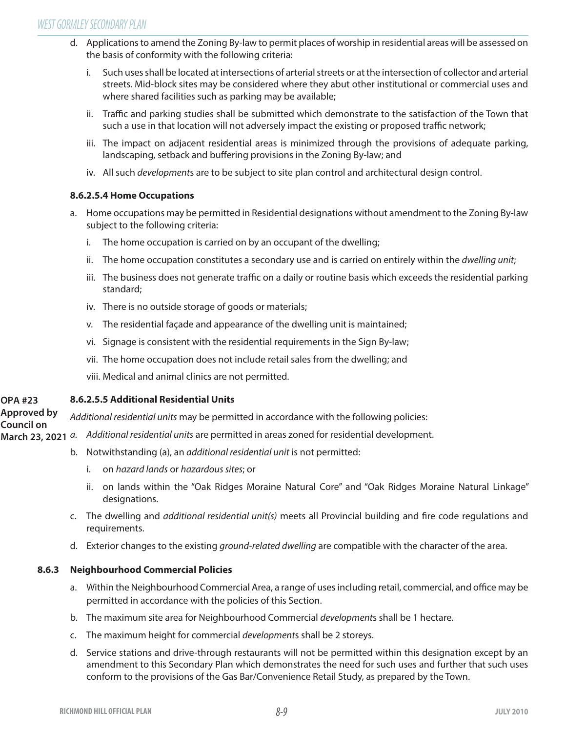d. Applications to amend the Zoning By-law to permit places of worship in residential areas will be assessed on the basis of conformity with the following criteria:

   i. Such uses shall be located at intersections of arterial streets or at the intersection of collector and arterial streets. Mid-block sites may be considered where they abut other institutional or commercial uses and where shared facilities such as parking may be available;

   ii. Traffic and parking studies shall be submitted which demonstrate to the satisfaction of the Town that such a use in that location will not adversely impact the existing or proposed traffic network;

   iii. The impact on adjacent residential areas is minimized through the provisions of adequate parking, landscaping, setback and buffering provisions in the Zoning By-law; and

   iv. All such *development*s are to be subject to site plan control and architectural design control.

#### 8.6.2.5.4 Home Occupations

a. Home occupations may be permitted in Residential designations without amendment to the Zoning By-law subject to the following criteria:

   i. The home occupation is carried on by an occupant of the dwelling;

   ii. The home occupation constitutes a secondary use and is carried on entirely within the *dwelling unit*;

   iii. The business does not generate traffic on a daily or routine basis which exceeds the residential parking standard;

   iv. There is no outside storage of goods or materials;

   v. The residential façade and appearance of the dwelling unit is maintained;

   vi. Signage is consistent with the residential requirements in the Sign By-law;

   vii. The home occupation does not include retail sales from the dwelling; and

   viii. Medical and animal clinics are not permitted.

**OPA #23 Approved by Council on March 23, 2021**

#### 8.6.2.5.5 Additional Residential Units

*Additional residential units* may be permitted in accordance with the following policies:

*a.* *Additional residential units* are permitted in areas zoned for residential development.

b. Notwithstanding (a), an *additional residential unit* is not permitted:

   i. on *hazard lands* or *hazardous sites*; or

   ii. on lands within the "Oak Ridges Moraine Natural Core" and "Oak Ridges Moraine Natural Linkage" designations.

c. The dwelling and *additional residential unit(s)* meets all Provincial building and fire code regulations and requirements.

d. Exterior changes to the existing *ground-related dwelling* are compatible with the character of the area.

### 8.6.3 Neighbourhood Commercial Policies

a. Within the Neighbourhood Commercial Area, a range of uses including retail, commercial, and office may be permitted in accordance with the policies of this Section.

b. The maximum site area for Neighbourhood Commercial *development*s shall be 1 hectare.

c. The maximum height for commercial *development*s shall be 2 storeys.

d. Service stations and drive-through restaurants will not be permitted within this designation except by an amendment to this Secondary Plan which demonstrates the need for such uses and further that such uses conform to the provisions of the Gas Bar/Convenience Retail Study, as prepared by the Town.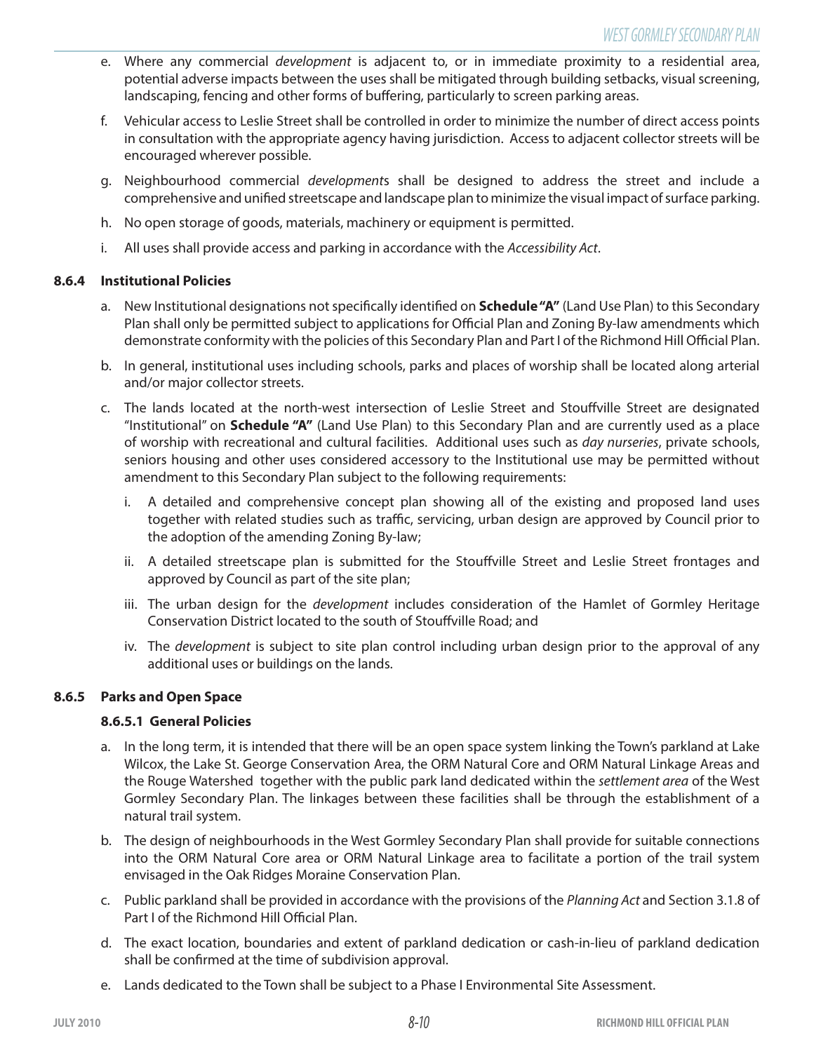e. Where any commercial *development* is adjacent to, or in immediate proximity to a residential area, potential adverse impacts between the uses shall be mitigated through building setbacks, visual screening, landscaping, fencing and other forms of buffering, particularly to screen parking areas.

f. Vehicular access to Leslie Street shall be controlled in order to minimize the number of direct access points in consultation with the appropriate agency having jurisdiction. Access to adjacent collector streets will be encouraged wherever possible.

g. Neighbourhood commercial *development*s shall be designed to address the street and include a comprehensive and unified streetscape and landscape plan to minimize the visual impact of surface parking.

h. No open storage of goods, materials, machinery or equipment is permitted.

i. All uses shall provide access and parking in accordance with the *Accessibility Act*.

### 8.6.4 Institutional Policies

a. New Institutional designations not specifically identified on **Schedule "A"** (Land Use Plan) to this Secondary Plan shall only be permitted subject to applications for Official Plan and Zoning By-law amendments which demonstrate conformity with the policies of this Secondary Plan and Part I of the Richmond Hill Official Plan.

b. In general, institutional uses including schools, parks and places of worship shall be located along arterial and/or major collector streets.

c. The lands located at the north-west intersection of Leslie Street and Stouffville Street are designated "Institutional" on **Schedule "A"** (Land Use Plan) to this Secondary Plan and are currently used as a place of worship with recreational and cultural facilities. Additional uses such as *day nurseries*, private schools, seniors housing and other uses considered accessory to the Institutional use may be permitted without amendment to this Secondary Plan subject to the following requirements:

   i. A detailed and comprehensive concept plan showing all of the existing and proposed land uses together with related studies such as traffic, servicing, urban design are approved by Council prior to the adoption of the amending Zoning By-law;

   ii. A detailed streetscape plan is submitted for the Stouffville Street and Leslie Street frontages and approved by Council as part of the site plan;

   iii. The urban design for the *development* includes consideration of the Hamlet of Gormley Heritage Conservation District located to the south of Stouffville Road; and

   iv. The *development* is subject to site plan control including urban design prior to the approval of any additional uses or buildings on the lands.

### 8.6.5 Parks and Open Space

#### 8.6.5.1 General Policies

a. In the long term, it is intended that there will be an open space system linking the Town's parkland at Lake Wilcox, the Lake St. George Conservation Area, the ORM Natural Core and ORM Natural Linkage Areas and the Rouge Watershed together with the public park land dedicated within the *settlement area* of the West Gormley Secondary Plan. The linkages between these facilities shall be through the establishment of a natural trail system.

b. The design of neighbourhoods in the West Gormley Secondary Plan shall provide for suitable connections into the ORM Natural Core area or ORM Natural Linkage area to facilitate a portion of the trail system envisaged in the Oak Ridges Moraine Conservation Plan.

c. Public parkland shall be provided in accordance with the provisions of the *Planning Act* and Section 3.1.8 of Part I of the Richmond Hill Official Plan.

d. The exact location, boundaries and extent of parkland dedication or cash-in-lieu of parkland dedication shall be confirmed at the time of subdivision approval.

e. Lands dedicated to the Town shall be subject to a Phase I Environmental Site Assessment.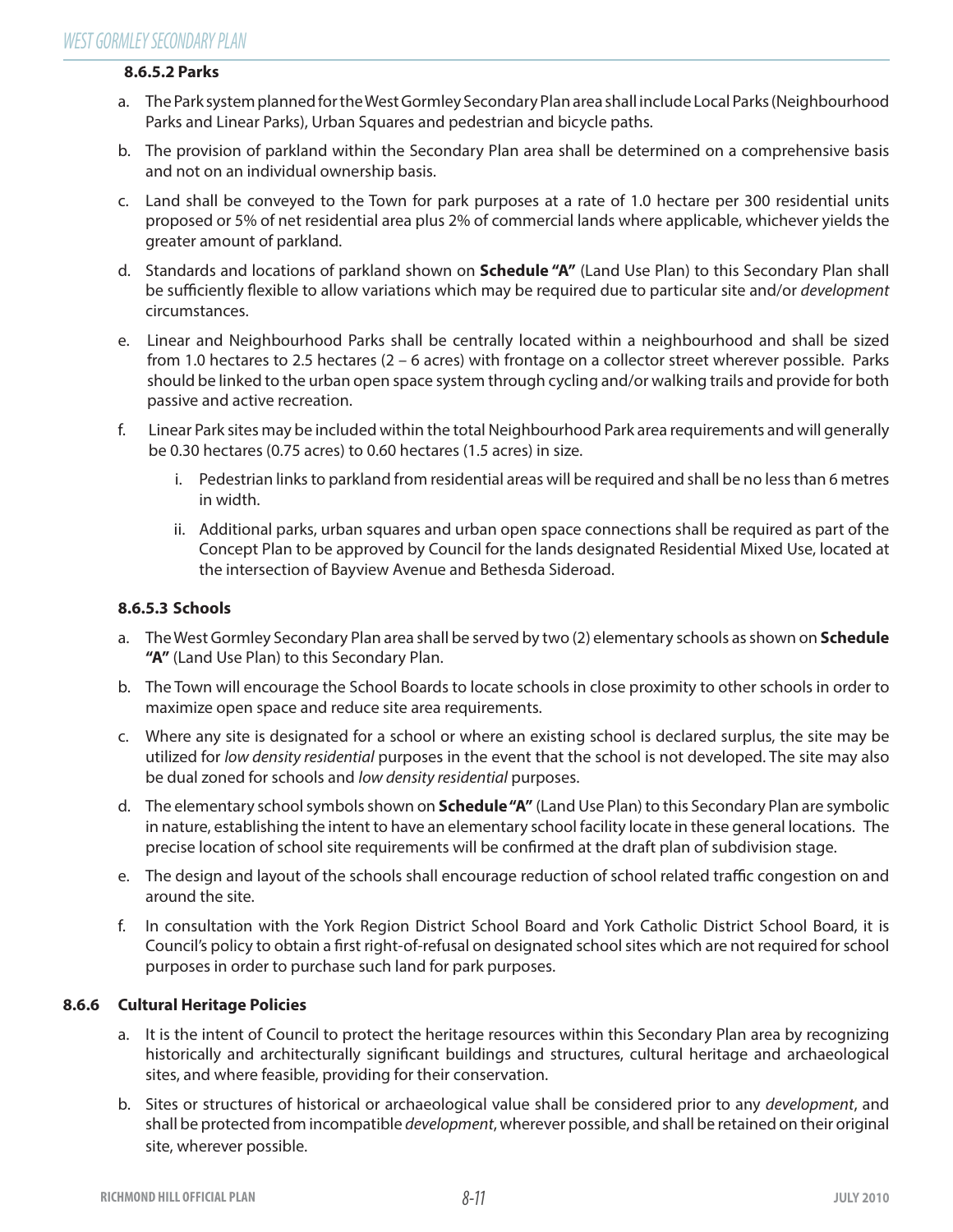#### 8.6.5.2 Parks

a. The Park system planned for the West Gormley Secondary Plan area shall include Local Parks (Neighbourhood Parks and Linear Parks), Urban Squares and pedestrian and bicycle paths.

b. The provision of parkland within the Secondary Plan area shall be determined on a comprehensive basis and not on an individual ownership basis.

c. Land shall be conveyed to the Town for park purposes at a rate of 1.0 hectare per 300 residential units proposed or 5% of net residential area plus 2% of commercial lands where applicable, whichever yields the greater amount of parkland.

d. Standards and locations of parkland shown on **Schedule "A"** (Land Use Plan) to this Secondary Plan shall be sufficiently flexible to allow variations which may be required due to particular site and/or *development* circumstances.

e. Linear and Neighbourhood Parks shall be centrally located within a neighbourhood and shall be sized from 1.0 hectares to 2.5 hectares (2 – 6 acres) with frontage on a collector street wherever possible. Parks should be linked to the urban open space system through cycling and/or walking trails and provide for both passive and active recreation.

f. Linear Park sites may be included within the total Neighbourhood Park area requirements and will generally be 0.30 hectares (0.75 acres) to 0.60 hectares (1.5 acres) in size.

   i. Pedestrian links to parkland from residential areas will be required and shall be no less than 6 metres in width.

   ii. Additional parks, urban squares and urban open space connections shall be required as part of the Concept Plan to be approved by Council for the lands designated Residential Mixed Use, located at the intersection of Bayview Avenue and Bethesda Sideroad.

#### 8.6.5.3 Schools

a. The West Gormley Secondary Plan area shall be served by two (2) elementary schools as shown on **Schedule "A"** (Land Use Plan) to this Secondary Plan.

b. The Town will encourage the School Boards to locate schools in close proximity to other schools in order to maximize open space and reduce site area requirements.

c. Where any site is designated for a school or where an existing school is declared surplus, the site may be utilized for *low density residential* purposes in the event that the school is not developed. The site may also be dual zoned for schools and *low density residential* purposes.

d. The elementary school symbols shown on **Schedule "A"** (Land Use Plan) to this Secondary Plan are symbolic in nature, establishing the intent to have an elementary school facility locate in these general locations. The precise location of school site requirements will be confirmed at the draft plan of subdivision stage.

e. The design and layout of the schools shall encourage reduction of school related traffic congestion on and around the site.

f. In consultation with the York Region District School Board and York Catholic District School Board, it is Council's policy to obtain a first right-of-refusal on designated school sites which are not required for school purposes in order to purchase such land for park purposes.

### 8.6.6 Cultural Heritage Policies

a. It is the intent of Council to protect the heritage resources within this Secondary Plan area by recognizing historically and architecturally significant buildings and structures, cultural heritage and archaeological sites, and where feasible, providing for their conservation.

b. Sites or structures of historical or archaeological value shall be considered prior to any *development*, and shall be protected from incompatible *development*, wherever possible, and shall be retained on their original site, wherever possible.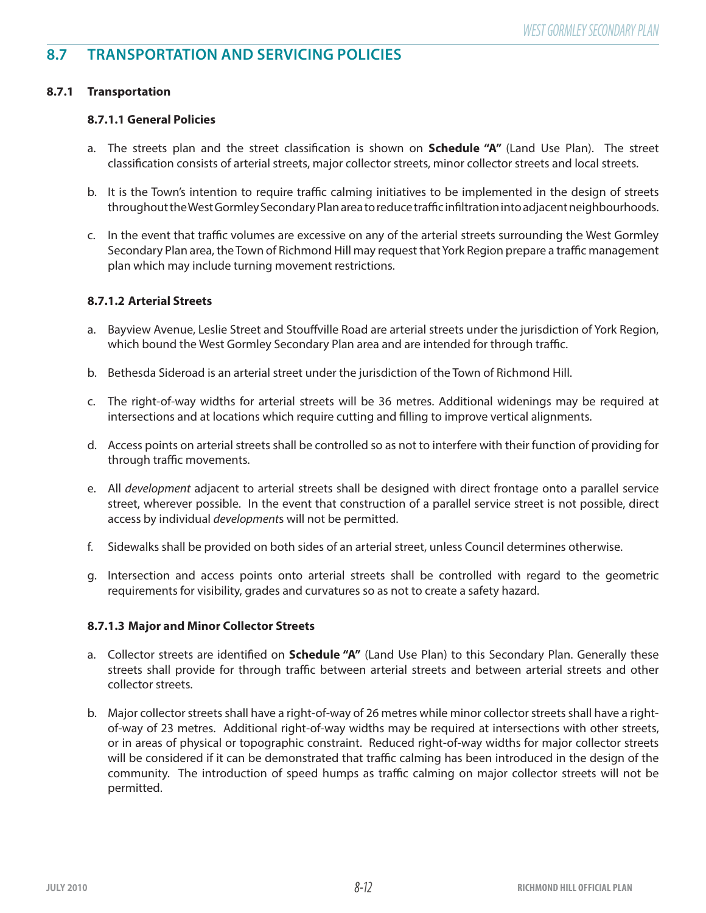## 8.7 TRANSPORTATION AND SERVICING POLICIES

### 8.7.1 Transportation

#### 8.7.1.1 General Policies

a. The streets plan and the street classification is shown on **Schedule "A"** (Land Use Plan). The street classification consists of arterial streets, major collector streets, minor collector streets and local streets.

b. It is the Town's intention to require traffic calming initiatives to be implemented in the design of streets throughout the West Gormley Secondary Plan area to reduce traffic infiltration into adjacent neighbourhoods.

c. In the event that traffic volumes are excessive on any of the arterial streets surrounding the West Gormley Secondary Plan area, the Town of Richmond Hill may request that York Region prepare a traffic management plan which may include turning movement restrictions.

#### 8.7.1.2 Arterial Streets

a. Bayview Avenue, Leslie Street and Stouffville Road are arterial streets under the jurisdiction of York Region, which bound the West Gormley Secondary Plan area and are intended for through traffic.

b. Bethesda Sideroad is an arterial street under the jurisdiction of the Town of Richmond Hill.

c. The right-of-way widths for arterial streets will be 36 metres. Additional widenings may be required at intersections and at locations which require cutting and filling to improve vertical alignments.

d. Access points on arterial streets shall be controlled so as not to interfere with their function of providing for through traffic movements.

e. All *development* adjacent to arterial streets shall be designed with direct frontage onto a parallel service street, wherever possible. In the event that construction of a parallel service street is not possible, direct access by individual *development*s will not be permitted.

f. Sidewalks shall be provided on both sides of an arterial street, unless Council determines otherwise.

g. Intersection and access points onto arterial streets shall be controlled with regard to the geometric requirements for visibility, grades and curvatures so as not to create a safety hazard.

#### 8.7.1.3 Major and Minor Collector Streets

a. Collector streets are identified on **Schedule "A"** (Land Use Plan) to this Secondary Plan. Generally these streets shall provide for through traffic between arterial streets and between arterial streets and other collector streets.

b. Major collector streets shall have a right-of-way of 26 metres while minor collector streets shall have a right-of-way of 23 metres. Additional right-of-way widths may be required at intersections with other streets, or in areas of physical or topographic constraint. Reduced right-of-way widths for major collector streets will be considered if it can be demonstrated that traffic calming has been introduced in the design of the community. The introduction of speed humps as traffic calming on major collector streets will not be permitted.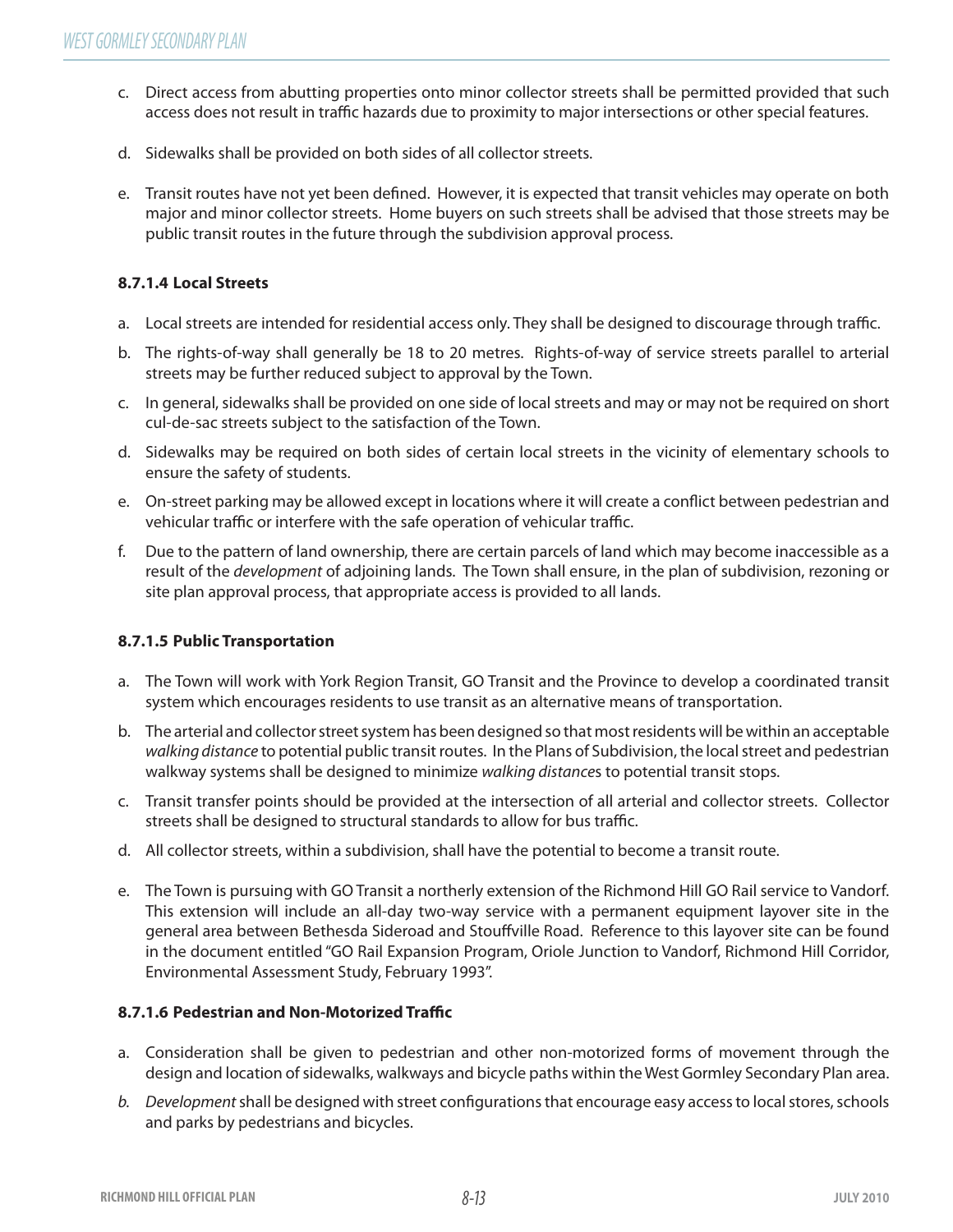c. Direct access from abutting properties onto minor collector streets shall be permitted provided that such access does not result in traffic hazards due to proximity to major intersections or other special features.

d. Sidewalks shall be provided on both sides of all collector streets.

e. Transit routes have not yet been defined. However, it is expected that transit vehicles may operate on both major and minor collector streets. Home buyers on such streets shall be advised that those streets may be public transit routes in the future through the subdivision approval process.

#### 8.7.1.4 Local Streets

a. Local streets are intended for residential access only. They shall be designed to discourage through traffic.

b. The rights-of-way shall generally be 18 to 20 metres. Rights-of-way of service streets parallel to arterial streets may be further reduced subject to approval by the Town.

c. In general, sidewalks shall be provided on one side of local streets and may or may not be required on short cul-de-sac streets subject to the satisfaction of the Town.

d. Sidewalks may be required on both sides of certain local streets in the vicinity of elementary schools to ensure the safety of students.

e. On-street parking may be allowed except in locations where it will create a conflict between pedestrian and vehicular traffic or interfere with the safe operation of vehicular traffic.

f. Due to the pattern of land ownership, there are certain parcels of land which may become inaccessible as a result of the *development* of adjoining lands. The Town shall ensure, in the plan of subdivision, rezoning or site plan approval process, that appropriate access is provided to all lands.

#### 8.7.1.5 Public Transportation

a. The Town will work with York Region Transit, GO Transit and the Province to develop a coordinated transit system which encourages residents to use transit as an alternative means of transportation.

b. The arterial and collector street system has been designed so that most residents will be within an acceptable *walking distance* to potential public transit routes. In the Plans of Subdivision, the local street and pedestrian walkway systems shall be designed to minimize *walking distance*s to potential transit stops.

c. Transit transfer points should be provided at the intersection of all arterial and collector streets. Collector streets shall be designed to structural standards to allow for bus traffic.

d. All collector streets, within a subdivision, shall have the potential to become a transit route.

e. The Town is pursuing with GO Transit a northerly extension of the Richmond Hill GO Rail service to Vandorf. This extension will include an all-day two-way service with a permanent equipment layover site in the general area between Bethesda Sideroad and Stouffville Road. Reference to this layover site can be found in the document entitled "GO Rail Expansion Program, Oriole Junction to Vandorf, Richmond Hill Corridor, Environmental Assessment Study, February 1993".

#### 8.7.1.6 Pedestrian and Non-Motorized Traffic

a. Consideration shall be given to pedestrian and other non-motorized forms of movement through the design and location of sidewalks, walkways and bicycle paths within the West Gormley Secondary Plan area.

*b. Development* shall be designed with street configurations that encourage easy access to local stores, schools and parks by pedestrians and bicycles.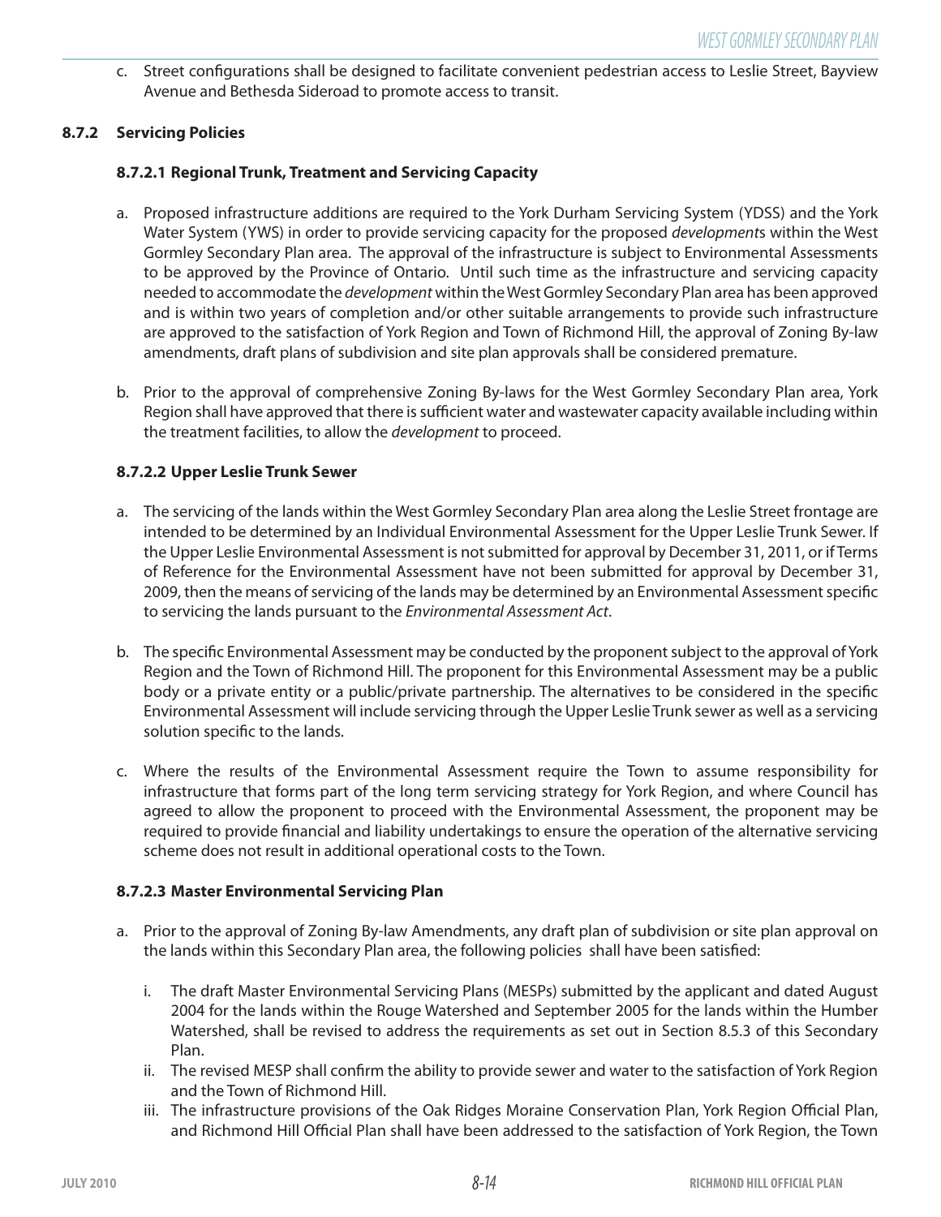c. Street configurations shall be designed to facilitate convenient pedestrian access to Leslie Street, Bayview Avenue and Bethesda Sideroad to promote access to transit.

### 8.7.2 Servicing Policies

#### 8.7.2.1 Regional Trunk, Treatment and Servicing Capacity

a. Proposed infrastructure additions are required to the York Durham Servicing System (YDSS) and the York Water System (YWS) in order to provide servicing capacity for the proposed *development*s within the West Gormley Secondary Plan area. The approval of the infrastructure is subject to Environmental Assessments to be approved by the Province of Ontario. Until such time as the infrastructure and servicing capacity needed to accommodate the *development* within the West Gormley Secondary Plan area has been approved and is within two years of completion and/or other suitable arrangements to provide such infrastructure are approved to the satisfaction of York Region and Town of Richmond Hill, the approval of Zoning By-law amendments, draft plans of subdivision and site plan approvals shall be considered premature.

b. Prior to the approval of comprehensive Zoning By-laws for the West Gormley Secondary Plan area, York Region shall have approved that there is sufficient water and wastewater capacity available including within the treatment facilities, to allow the *development* to proceed.

#### 8.7.2.2 Upper Leslie Trunk Sewer

a. The servicing of the lands within the West Gormley Secondary Plan area along the Leslie Street frontage are intended to be determined by an Individual Environmental Assessment for the Upper Leslie Trunk Sewer. If the Upper Leslie Environmental Assessment is not submitted for approval by December 31, 2011, or if Terms of Reference for the Environmental Assessment have not been submitted for approval by December 31, 2009, then the means of servicing of the lands may be determined by an Environmental Assessment specific to servicing the lands pursuant to the *Environmental Assessment Act*.

b. The specific Environmental Assessment may be conducted by the proponent subject to the approval of York Region and the Town of Richmond Hill. The proponent for this Environmental Assessment may be a public body or a private entity or a public/private partnership. The alternatives to be considered in the specific Environmental Assessment will include servicing through the Upper Leslie Trunk sewer as well as a servicing solution specific to the lands.

c. Where the results of the Environmental Assessment require the Town to assume responsibility for infrastructure that forms part of the long term servicing strategy for York Region, and where Council has agreed to allow the proponent to proceed with the Environmental Assessment, the proponent may be required to provide financial and liability undertakings to ensure the operation of the alternative servicing scheme does not result in additional operational costs to the Town.

#### 8.7.2.3 Master Environmental Servicing Plan

a. Prior to the approval of Zoning By-law Amendments, any draft plan of subdivision or site plan approval on the lands within this Secondary Plan area, the following policies shall have been satisfied:

   i. The draft Master Environmental Servicing Plans (MESPs) submitted by the applicant and dated August 2004 for the lands within the Rouge Watershed and September 2005 for the lands within the Humber Watershed, shall be revised to address the requirements as set out in Section 8.5.3 of this Secondary Plan.
   
   ii. The revised MESP shall confirm the ability to provide sewer and water to the satisfaction of York Region and the Town of Richmond Hill.
   
   iii. The infrastructure provisions of the Oak Ridges Moraine Conservation Plan, York Region Official Plan, and Richmond Hill Official Plan shall have been addressed to the satisfaction of York Region, the Town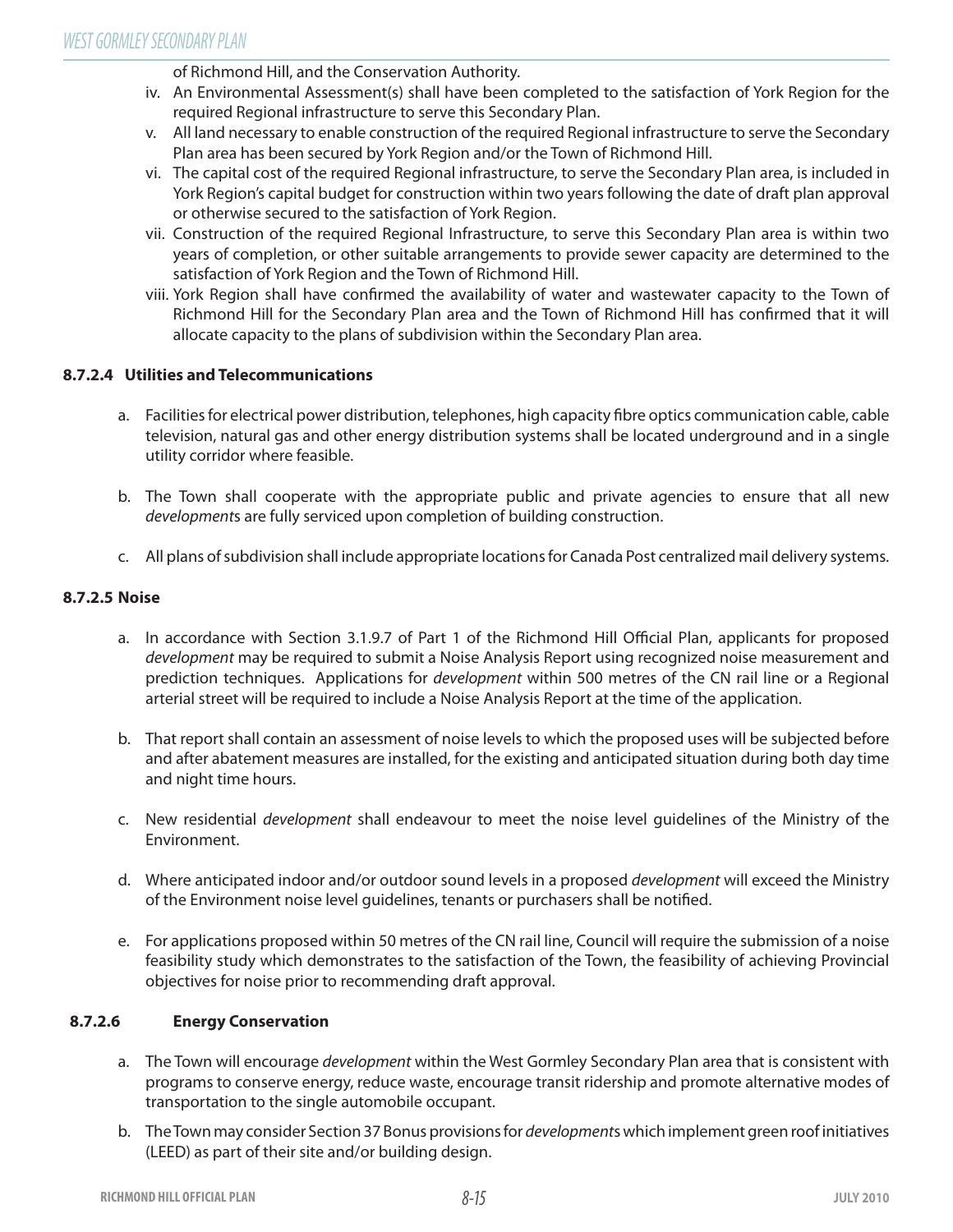of Richmond Hill, and the Conservation Authority.

iv. An Environmental Assessment(s) shall have been completed to the satisfaction of York Region for the required Regional infrastructure to serve this Secondary Plan.

v. All land necessary to enable construction of the required Regional infrastructure to serve the Secondary Plan area has been secured by York Region and/or the Town of Richmond Hill.

vi. The capital cost of the required Regional infrastructure, to serve the Secondary Plan area, is included in York Region's capital budget for construction within two years following the date of draft plan approval or otherwise secured to the satisfaction of York Region.

vii. Construction of the required Regional Infrastructure, to serve this Secondary Plan area is within two years of completion, or other suitable arrangements to provide sewer capacity are determined to the satisfaction of York Region and the Town of Richmond Hill.

viii. York Region shall have confirmed the availability of water and wastewater capacity to the Town of Richmond Hill for the Secondary Plan area and the Town of Richmond Hill has confirmed that it will allocate capacity to the plans of subdivision within the Secondary Plan area.

#### 8.7.2.4 Utilities and Telecommunications

a. Facilities for electrical power distribution, telephones, high capacity fibre optics communication cable, cable television, natural gas and other energy distribution systems shall be located underground and in a single utility corridor where feasible.

b. The Town shall cooperate with the appropriate public and private agencies to ensure that all new *development*s are fully serviced upon completion of building construction.

c. All plans of subdivision shall include appropriate locations for Canada Post centralized mail delivery systems.

#### 8.7.2.5 Noise

a. In accordance with Section 3.1.9.7 of Part 1 of the Richmond Hill Official Plan, applicants for proposed *development* may be required to submit a Noise Analysis Report using recognized noise measurement and prediction techniques. Applications for *development* within 500 metres of the CN rail line or a Regional arterial street will be required to include a Noise Analysis Report at the time of the application.

b. That report shall contain an assessment of noise levels to which the proposed uses will be subjected before and after abatement measures are installed, for the existing and anticipated situation during both day time and night time hours.

c. New residential *development* shall endeavour to meet the noise level guidelines of the Ministry of the Environment.

d. Where anticipated indoor and/or outdoor sound levels in a proposed *development* will exceed the Ministry of the Environment noise level guidelines, tenants or purchasers shall be notified.

e. For applications proposed within 50 metres of the CN rail line, Council will require the submission of a noise feasibility study which demonstrates to the satisfaction of the Town, the feasibility of achieving Provincial objectives for noise prior to recommending draft approval.

#### 8.7.2.6 Energy Conservation

a. The Town will encourage *development* within the West Gormley Secondary Plan area that is consistent with programs to conserve energy, reduce waste, encourage transit ridership and promote alternative modes of transportation to the single automobile occupant.

b. The Town may consider Section 37 Bonus provisions for *development*s which implement green roof initiatives (LEED) as part of their site and/or building design.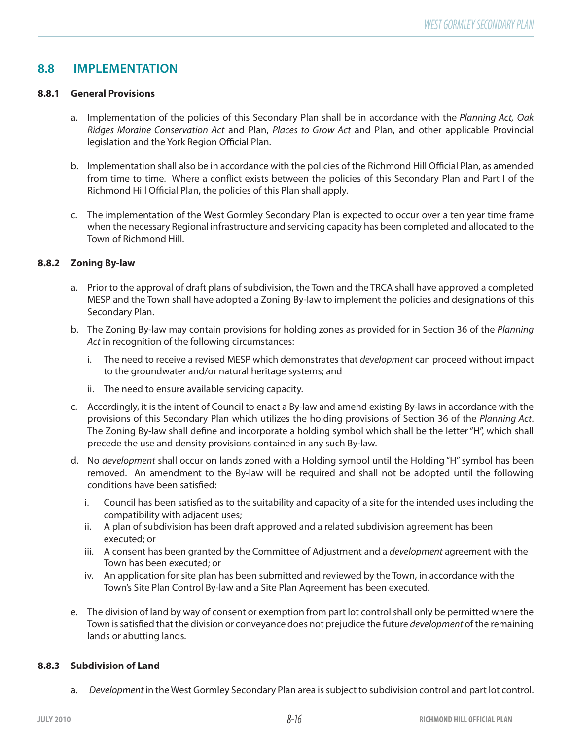## 8.8 IMPLEMENTATION

### 8.8.1 General Provisions

a. Implementation of the policies of this Secondary Plan shall be in accordance with the *Planning Act, Oak Ridges Moraine Conservation Act* and Plan, *Places to Grow Act* and Plan, and other applicable Provincial legislation and the York Region Official Plan.

b. Implementation shall also be in accordance with the policies of the Richmond Hill Official Plan, as amended from time to time. Where a conflict exists between the policies of this Secondary Plan and Part I of the Richmond Hill Official Plan, the policies of this Plan shall apply.

c. The implementation of the West Gormley Secondary Plan is expected to occur over a ten year time frame when the necessary Regional infrastructure and servicing capacity has been completed and allocated to the Town of Richmond Hill.

### 8.8.2 Zoning By-law

a. Prior to the approval of draft plans of subdivision, the Town and the TRCA shall have approved a completed MESP and the Town shall have adopted a Zoning By-law to implement the policies and designations of this Secondary Plan.

b. The Zoning By-law may contain provisions for holding zones as provided for in Section 36 of the *Planning Act* in recognition of the following circumstances:

   i. The need to receive a revised MESP which demonstrates that *development* can proceed without impact to the groundwater and/or natural heritage systems; and

   ii. The need to ensure available servicing capacity.

c. Accordingly, it is the intent of Council to enact a By-law and amend existing By-laws in accordance with the provisions of this Secondary Plan which utilizes the holding provisions of Section 36 of the *Planning Act*. The Zoning By-law shall define and incorporate a holding symbol which shall be the letter "H", which shall precede the use and density provisions contained in any such By-law.

d. No *development* shall occur on lands zoned with a Holding symbol until the Holding "H" symbol has been removed. An amendment to the By-law will be required and shall not be adopted until the following conditions have been satisfied:

   i. Council has been satisfied as to the suitability and capacity of a site for the intended uses including the compatibility with adjacent uses;
   ii. A plan of subdivision has been draft approved and a related subdivision agreement has been executed; or
   iii. A consent has been granted by the Committee of Adjustment and a *development* agreement with the Town has been executed; or
   iv. An application for site plan has been submitted and reviewed by the Town, in accordance with the Town's Site Plan Control By-law and a Site Plan Agreement has been executed.

e. The division of land by way of consent or exemption from part lot control shall only be permitted where the Town is satisfied that the division or conveyance does not prejudice the future *development* of the remaining lands or abutting lands.

### 8.8.3 Subdivision of Land

a. *Development* in the West Gormley Secondary Plan area is subject to subdivision control and part lot control.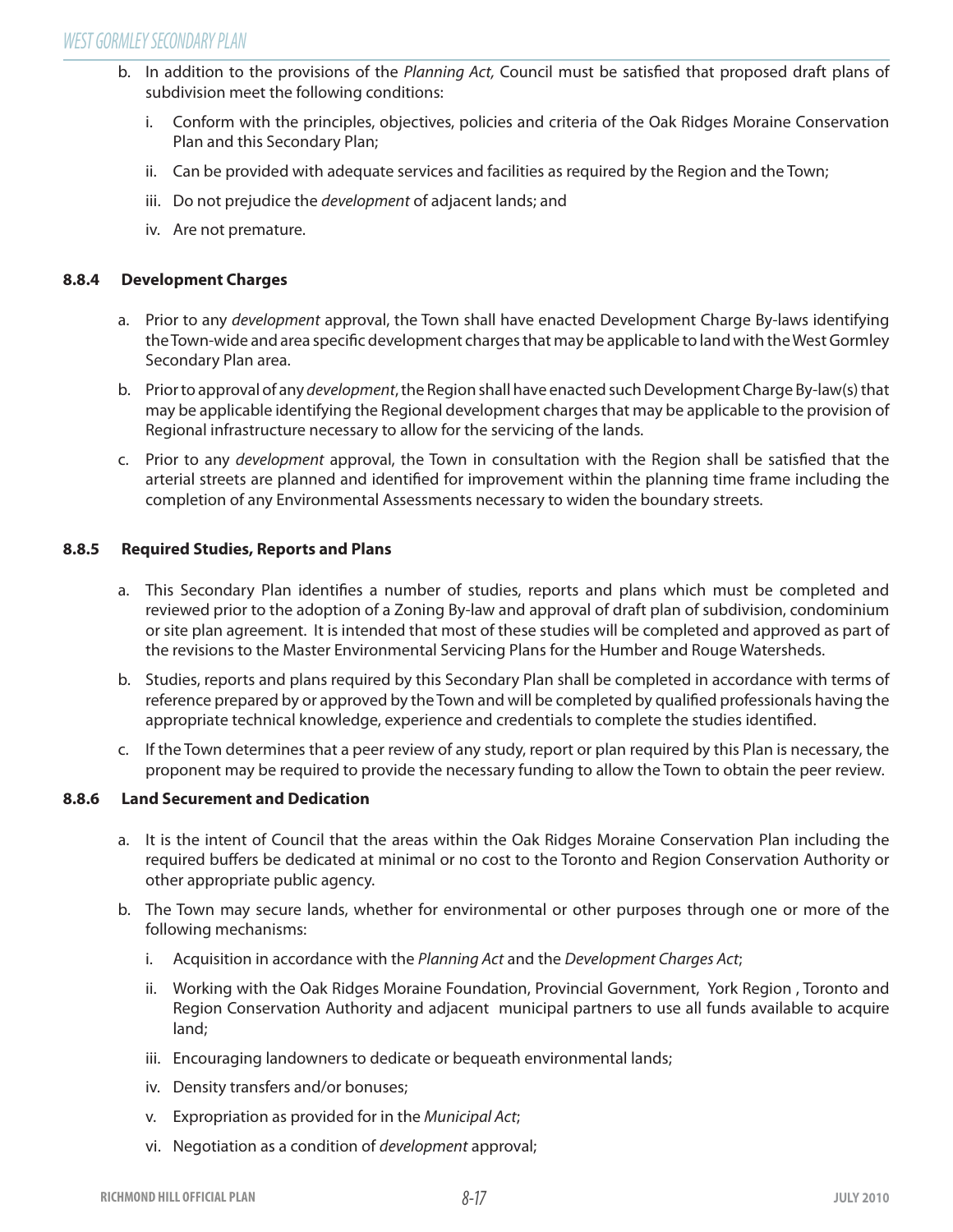b. In addition to the provisions of the *Planning Act,* Council must be satisfied that proposed draft plans of subdivision meet the following conditions:

   i. Conform with the principles, objectives, policies and criteria of the Oak Ridges Moraine Conservation Plan and this Secondary Plan;

   ii. Can be provided with adequate services and facilities as required by the Region and the Town;

   iii. Do not prejudice the *development* of adjacent lands; and

   iv. Are not premature.

#### 8.8.4 Development Charges

a. Prior to any *development* approval, the Town shall have enacted Development Charge By-laws identifying the Town-wide and area specific development charges that may be applicable to land with the West Gormley Secondary Plan area.

b. Prior to approval of any *development*, the Region shall have enacted such Development Charge By-law(s) that may be applicable identifying the Regional development charges that may be applicable to the provision of Regional infrastructure necessary to allow for the servicing of the lands.

c. Prior to any *development* approval, the Town in consultation with the Region shall be satisfied that the arterial streets are planned and identified for improvement within the planning time frame including the completion of any Environmental Assessments necessary to widen the boundary streets.

#### 8.8.5 Required Studies, Reports and Plans

a. This Secondary Plan identifies a number of studies, reports and plans which must be completed and reviewed prior to the adoption of a Zoning By-law and approval of draft plan of subdivision, condominium or site plan agreement. It is intended that most of these studies will be completed and approved as part of the revisions to the Master Environmental Servicing Plans for the Humber and Rouge Watersheds.

b. Studies, reports and plans required by this Secondary Plan shall be completed in accordance with terms of reference prepared by or approved by the Town and will be completed by qualified professionals having the appropriate technical knowledge, experience and credentials to complete the studies identified.

c. If the Town determines that a peer review of any study, report or plan required by this Plan is necessary, the proponent may be required to provide the necessary funding to allow the Town to obtain the peer review.

#### 8.8.6 Land Securement and Dedication

a. It is the intent of Council that the areas within the Oak Ridges Moraine Conservation Plan including the required buffers be dedicated at minimal or no cost to the Toronto and Region Conservation Authority or other appropriate public agency.

b. The Town may secure lands, whether for environmental or other purposes through one or more of the following mechanisms:

   i. Acquisition in accordance with the *Planning Act* and the *Development Charges Act*;

   ii. Working with the Oak Ridges Moraine Foundation, Provincial Government, York Region , Toronto and Region Conservation Authority and adjacent municipal partners to use all funds available to acquire land;

   iii. Encouraging landowners to dedicate or bequeath environmental lands;

   iv. Density transfers and/or bonuses;

   v. Expropriation as provided for in the *Municipal Act*;

   vi. Negotiation as a condition of *development* approval;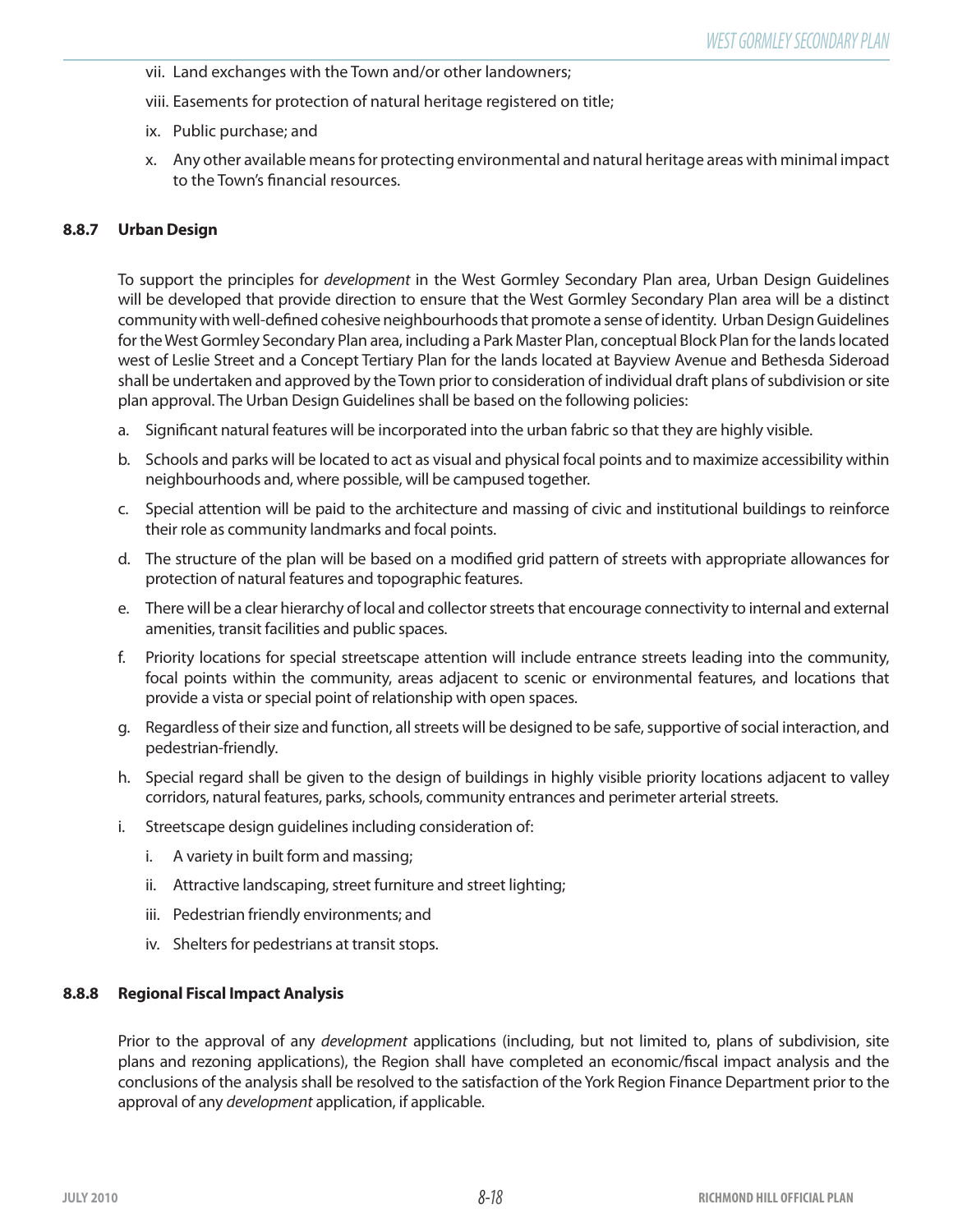vii. Land exchanges with the Town and/or other landowners;

viii. Easements for protection of natural heritage registered on title;

ix. Public purchase; and

x. Any other available means for protecting environmental and natural heritage areas with minimal impact to the Town's financial resources.

### 8.8.7 Urban Design

To support the principles for *development* in the West Gormley Secondary Plan area, Urban Design Guidelines will be developed that provide direction to ensure that the West Gormley Secondary Plan area will be a distinct community with well-defined cohesive neighbourhoods that promote a sense of identity. Urban Design Guidelines for the West Gormley Secondary Plan area, including a Park Master Plan, conceptual Block Plan for the lands located west of Leslie Street and a Concept Tertiary Plan for the lands located at Bayview Avenue and Bethesda Sideroad shall be undertaken and approved by the Town prior to consideration of individual draft plans of subdivision or site plan approval. The Urban Design Guidelines shall be based on the following policies:

a. Significant natural features will be incorporated into the urban fabric so that they are highly visible.

b. Schools and parks will be located to act as visual and physical focal points and to maximize accessibility within neighbourhoods and, where possible, will be campused together.

c. Special attention will be paid to the architecture and massing of civic and institutional buildings to reinforce their role as community landmarks and focal points.

d. The structure of the plan will be based on a modified grid pattern of streets with appropriate allowances for protection of natural features and topographic features.

e. There will be a clear hierarchy of local and collector streets that encourage connectivity to internal and external amenities, transit facilities and public spaces.

f. Priority locations for special streetscape attention will include entrance streets leading into the community, focal points within the community, areas adjacent to scenic or environmental features, and locations that provide a vista or special point of relationship with open spaces.

g. Regardless of their size and function, all streets will be designed to be safe, supportive of social interaction, and pedestrian-friendly.

h. Special regard shall be given to the design of buildings in highly visible priority locations adjacent to valley corridors, natural features, parks, schools, community entrances and perimeter arterial streets.

i. Streetscape design guidelines including consideration of:

   i. A variety in built form and massing;

   ii. Attractive landscaping, street furniture and street lighting;

   iii. Pedestrian friendly environments; and

   iv. Shelters for pedestrians at transit stops.

### 8.8.8 Regional Fiscal Impact Analysis

Prior to the approval of any *development* applications (including, but not limited to, plans of subdivision, site plans and rezoning applications), the Region shall have completed an economic/fiscal impact analysis and the conclusions of the analysis shall be resolved to the satisfaction of the York Region Finance Department prior to the approval of any *development* application, if applicable.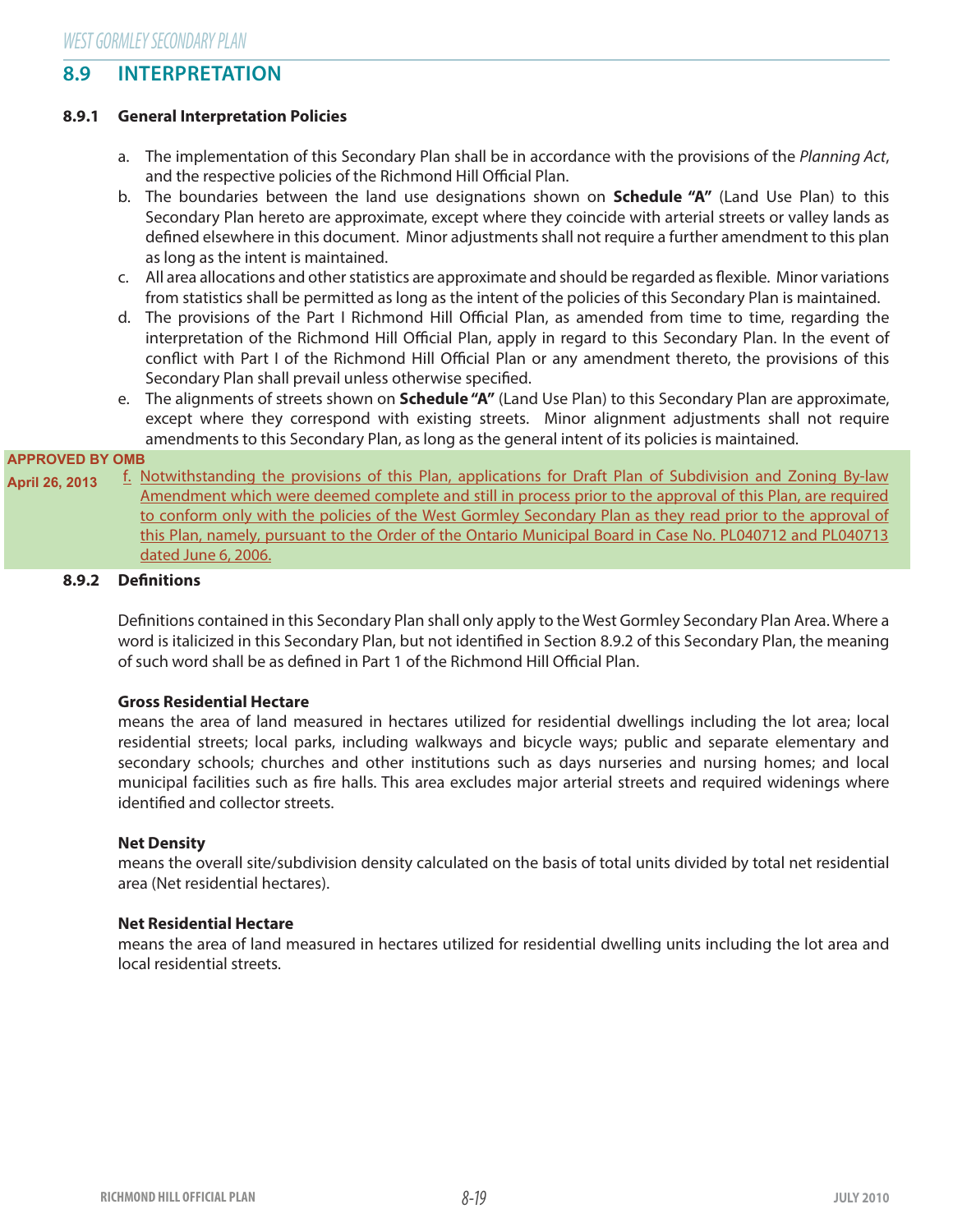## 8.9 INTERPRETATION

### 8.9.1 General Interpretation Policies

a. The implementation of this Secondary Plan shall be in accordance with the provisions of the *Planning Act*, and the respective policies of the Richmond Hill Official Plan.

b. The boundaries between the land use designations shown on **Schedule "A"** (Land Use Plan) to this Secondary Plan hereto are approximate, except where they coincide with arterial streets or valley lands as defined elsewhere in this document. Minor adjustments shall not require a further amendment to this plan as long as the intent is maintained.

c. All area allocations and other statistics are approximate and should be regarded as flexible. Minor variations from statistics shall be permitted as long as the intent of the policies of this Secondary Plan is maintained.

d. The provisions of the Part I Richmond Hill Official Plan, as amended from time to time, regarding the interpretation of the Richmond Hill Official Plan, apply in regard to this Secondary Plan. In the event of conflict with Part I of the Richmond Hill Official Plan or any amendment thereto, the provisions of this Secondary Plan shall prevail unless otherwise specified.

e. The alignments of streets shown on **Schedule "A"** (Land Use Plan) to this Secondary Plan are approximate, except where they correspond with existing streets. Minor alignment adjustments shall not require amendments to this Secondary Plan, as long as the general intent of its policies is maintained.

**APPROVED BY OMB April 26, 2013**

f. Notwithstanding the provisions of this Plan, applications for Draft Plan of Subdivision and Zoning By-law Amendment which were deemed complete and still in process prior to the approval of this Plan, are required to conform only with the policies of the West Gormley Secondary Plan as they read prior to the approval of this Plan, namely, pursuant to the Order of the Ontario Municipal Board in Case No. PL040712 and PL040713 dated June 6, 2006.

### 8.9.2 Definitions

Definitions contained in this Secondary Plan shall only apply to the West Gormley Secondary Plan Area. Where a word is italicized in this Secondary Plan, but not identified in Section 8.9.2 of this Secondary Plan, the meaning of such word shall be as defined in Part 1 of the Richmond Hill Official Plan.

**Gross Residential Hectare**
means the area of land measured in hectares utilized for residential dwellings including the lot area; local residential streets; local parks, including walkways and bicycle ways; public and separate elementary and secondary schools; churches and other institutions such as days nurseries and nursing homes; and local municipal facilities such as fire halls. This area excludes major arterial streets and required widenings where identified and collector streets.

**Net Density**
means the overall site/subdivision density calculated on the basis of total units divided by total net residential area (Net residential hectares).

**Net Residential Hectare**
means the area of land measured in hectares utilized for residential dwelling units including the lot area and local residential streets.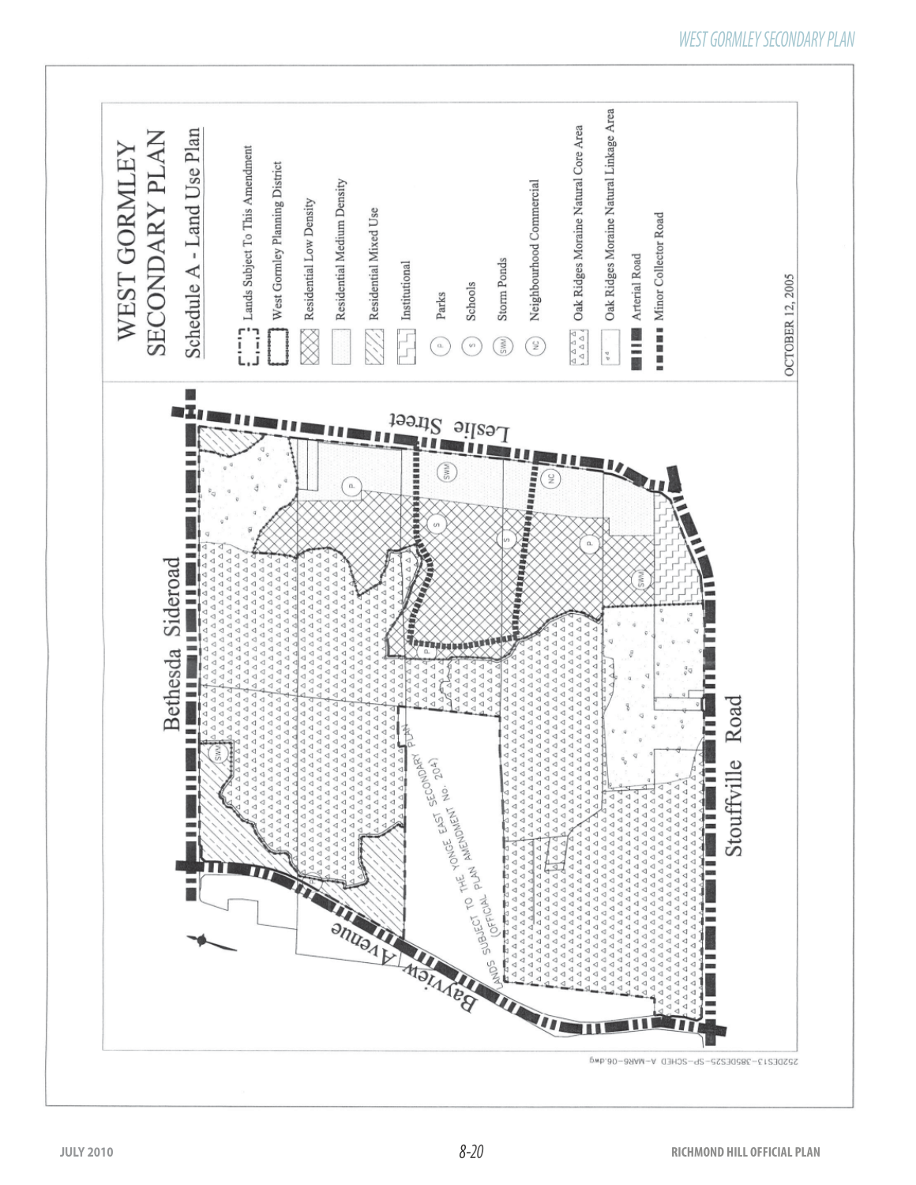# WEST GORMLEY SECONDARY PLAN

## Schedule A - Land Use Plan

- Lands Subject To This Amendment
- West Gormley Planning District
- Residential Low Density
- Residential Medium Density
- Residential Mixed Use
- Institutional
- P Parks
- S Schools
- SWM Storm Ponds
- NC Neighbourhood Commercial
- Oak Ridges Moraine Natural Core Area
- Oak Ridges Moraine Natural Linkage Area
- Arterial Road
- Minor Collector Road

OCTOBER 12, 2005

Bethesda Sideroad

Leslie Street

Stouffville Road

Bayview Avenue

LANDS SUBJECT TO THE YONGE EAST SECONDARY PLAN (OFFICIAL PLAN AMENDMENT No. 204)

2520ES13-3850ES25-SP-SCHED A-MAR6-06.dwg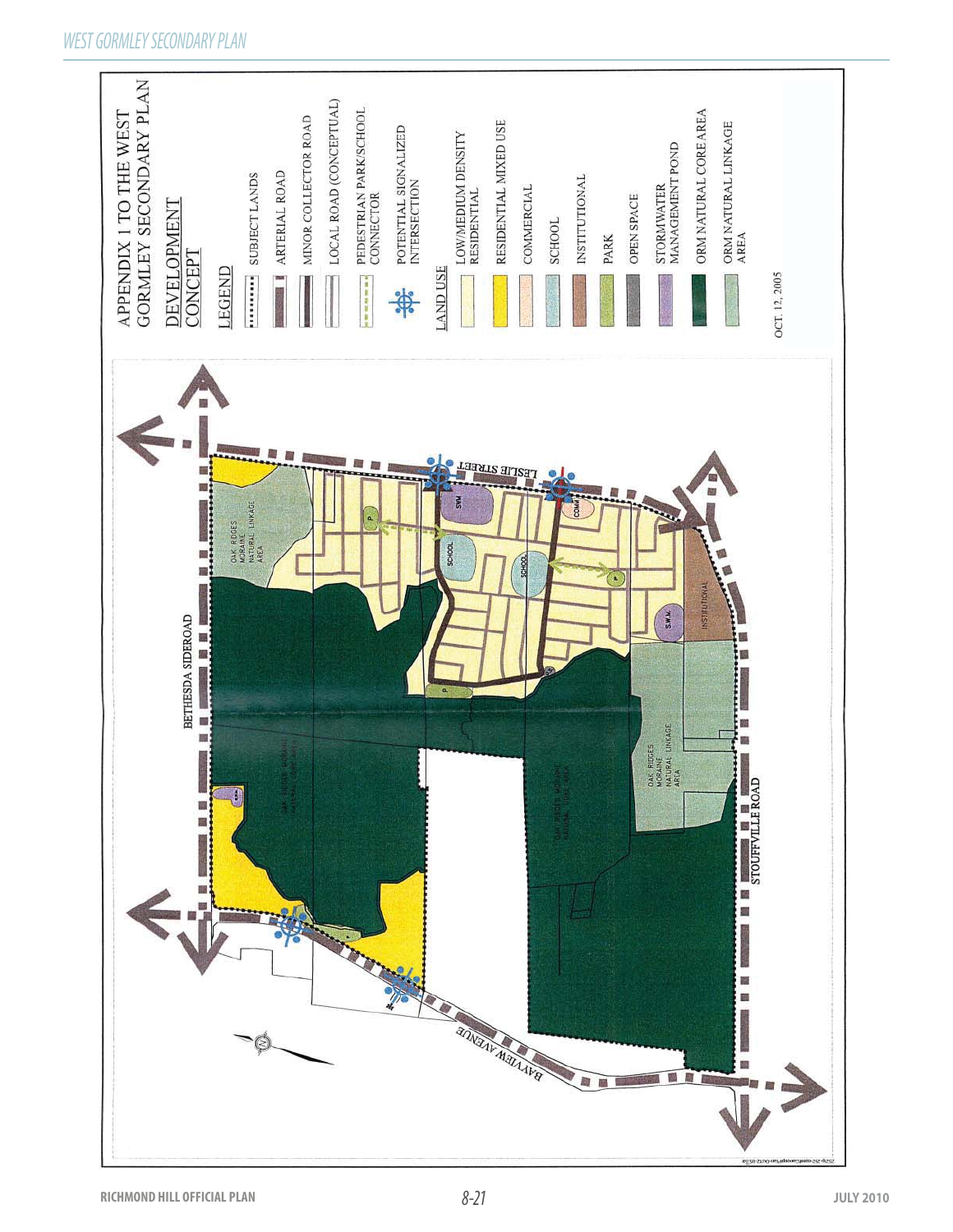APPENDIX 1 TO THE WEST GORMLEY SECONDARY PLAN

DEVELOPMENT CONCEPT

LEGEND

SUBJECT LANDS
ARTERIAL ROAD
MINOR COLLECTOR ROAD
LOCAL ROAD (CONCEPTUAL)
PEDESTRIAN PARK/SCHOOL CONNECTOR
POTENTIAL SIGNALIZED INTERSECTION

LAND USE

LOW/MEDIUM DENSITY RESIDENTIAL
RESIDENTIAL MIXED USE
COMMERCIAL
SCHOOL
INSTITUTIONAL
PARK
OPEN SPACE
STORMWATER MANAGEMENT POND
ORM NATURAL CORE AREA
ORM NATURAL LINKAGE AREA

OCT. 12, 2005

BETHESDA SIDEROAD

LESLIE STREET

STOUFFVILLE ROAD

BAYVIEW AVENUE

OAK RIDGES MORAINE NATURAL LINKAGE AREA

OAK RIDGES MORAINE NATURAL CORE AREA

SWM

SCHOOL

COMM

P

S.W.M.

INSTITUTIONAL